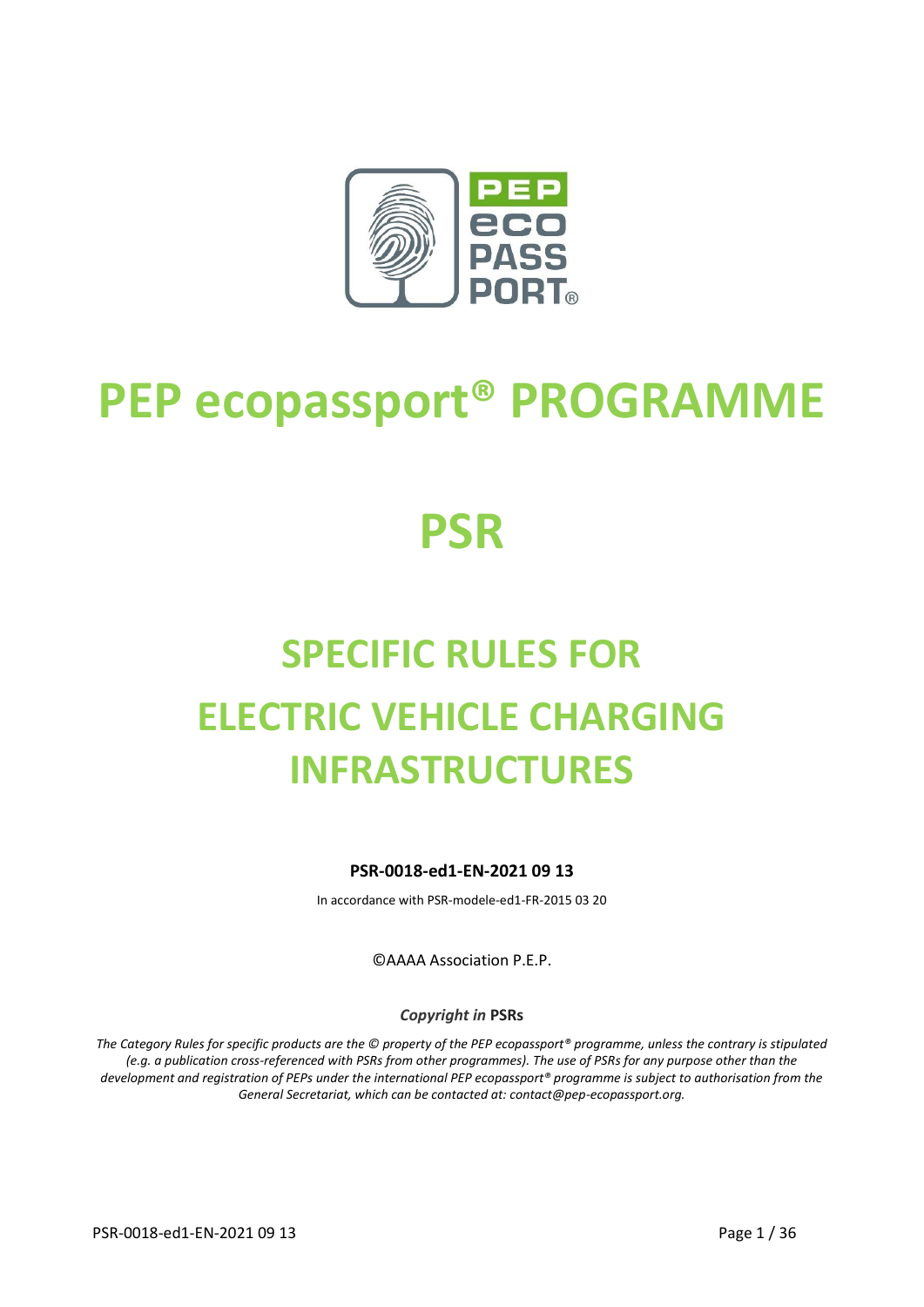# PEP ecopassport® PROGRAMME

# PSR

# SPECIFIC RULES FOR ELECTRIC VEHICLE CHARGING INFRASTRUCTURES

**PSR-0018-ed1-EN-2021 09 13**

In accordance with PSR-modele-ed1-FR-2015 03 20

©AAAA Association P.E.P.

***Copyright in* PSRs**

*The Category Rules for specific products are the © property of the PEP ecopassport® programme, unless the contrary is stipulated (e.g. a publication cross-referenced with PSRs from other programmes). The use of PSRs for any purpose other than the development and registration of PEPs under the international PEP ecopassport® programme is subject to authorisation from the General Secretariat, which can be contacted at: contact@pep-ecopassport.org.*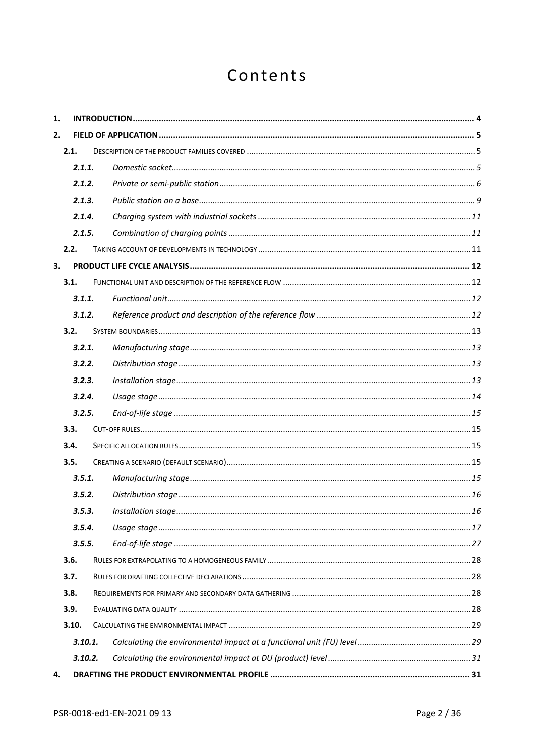# Contents

1. **INTRODUCTION** ........ 4
2. **FIELD OF APPLICATION** ........ 5
   - 2.1. DESCRIPTION OF THE PRODUCT FAMILIES COVERED ........ 5
     - *2.1.1. Domestic socket* ........ 5
     - *2.1.2. Private or semi-public station* ........ 6
     - *2.1.3. Public station on a base* ........ 9
     - *2.1.4. Charging system with industrial sockets* ........ 11
     - *2.1.5. Combination of charging points* ........ 11
   - 2.2. TAKING ACCOUNT OF DEVELOPMENTS IN TECHNOLOGY ........ 11
3. **PRODUCT LIFE CYCLE ANALYSIS** ........ 12
   - 3.1. FUNCTIONAL UNIT AND DESCRIPTION OF THE REFERENCE FLOW ........ 12
     - *3.1.1. Functional unit* ........ 12
     - *3.1.2. Reference product and description of the reference flow* ........ 12
   - 3.2. SYSTEM BOUNDARIES ........ 13
     - *3.2.1. Manufacturing stage* ........ 13
     - *3.2.2. Distribution stage* ........ 13
     - *3.2.3. Installation stage* ........ 13
     - *3.2.4. Usage stage* ........ 14
     - *3.2.5. End-of-life stage* ........ 15
   - 3.3. CUT-OFF RULES ........ 15
   - 3.4. SPECIFIC ALLOCATION RULES ........ 15
   - 3.5. CREATING A SCENARIO (DEFAULT SCENARIO) ........ 15
     - *3.5.1. Manufacturing stage* ........ 15
     - *3.5.2. Distribution stage* ........ 16
     - *3.5.3. Installation stage* ........ 16
     - *3.5.4. Usage stage* ........ 17
     - *3.5.5. End-of-life stage* ........ 27
   - 3.6. RULES FOR EXTRAPOLATING TO A HOMOGENEOUS FAMILY ........ 28
   - 3.7. RULES FOR DRAFTING COLLECTIVE DECLARATIONS ........ 28
   - 3.8. REQUIREMENTS FOR PRIMARY AND SECONDARY DATA GATHERING ........ 28
   - 3.9. EVALUATING DATA QUALITY ........ 28
   - 3.10. CALCULATING THE ENVIRONMENTAL IMPACT ........ 29
     - *3.10.1. Calculating the environmental impact at a functional unit (FU) level* ........ 29
     - *3.10.2. Calculating the environmental impact at DU (product) level* ........ 31
4. **DRAFTING THE PRODUCT ENVIRONMENTAL PROFILE** ........ 31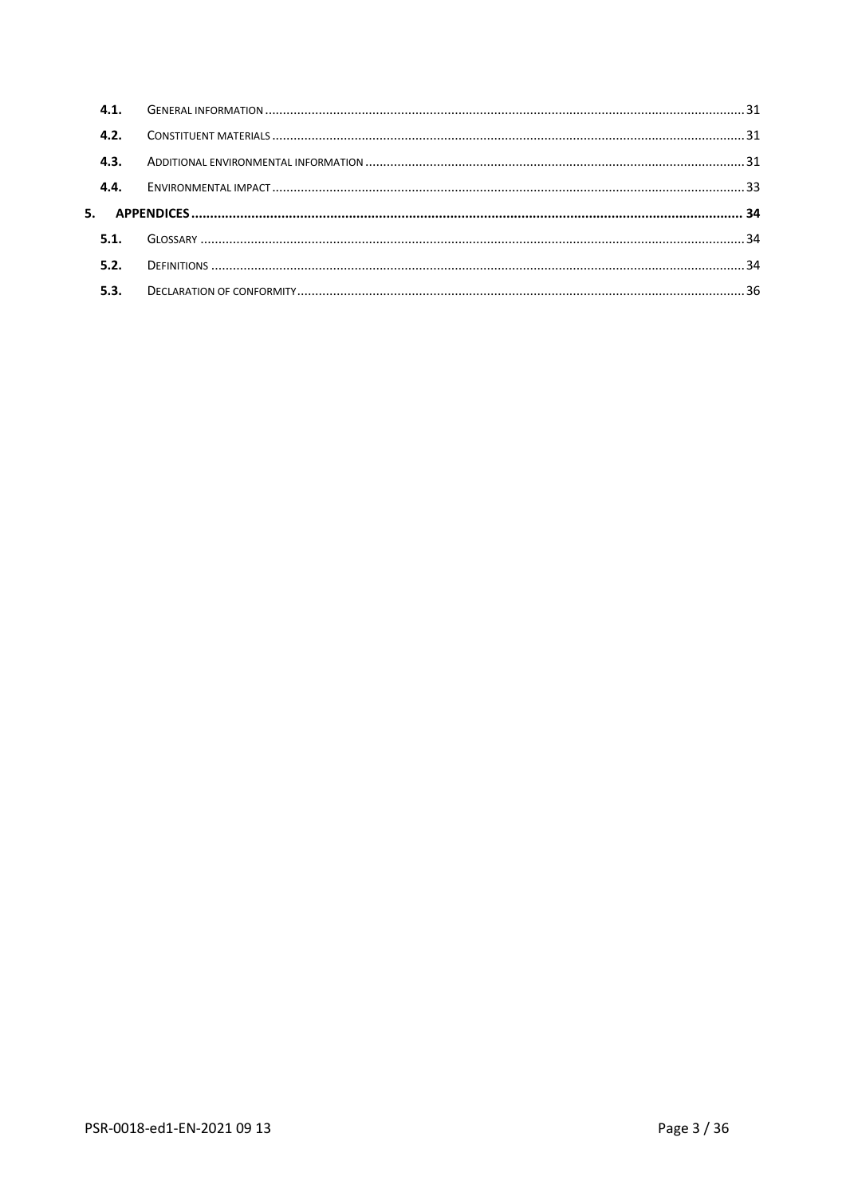| | | |
|---|---|---|
| **4.1.** | General information | 31 |
| **4.2.** | Constituent materials | 31 |
| **4.3.** | Additional environmental information | 31 |
| **4.4.** | Environmental impact | 33 |
| **5.** | **APPENDICES** | **34** |
| **5.1.** | Glossary | 34 |
| **5.2.** | Definitions | 34 |
| **5.3.** | Declaration of conformity | 36 |

PSR-0018-ed1-EN-2021 09 13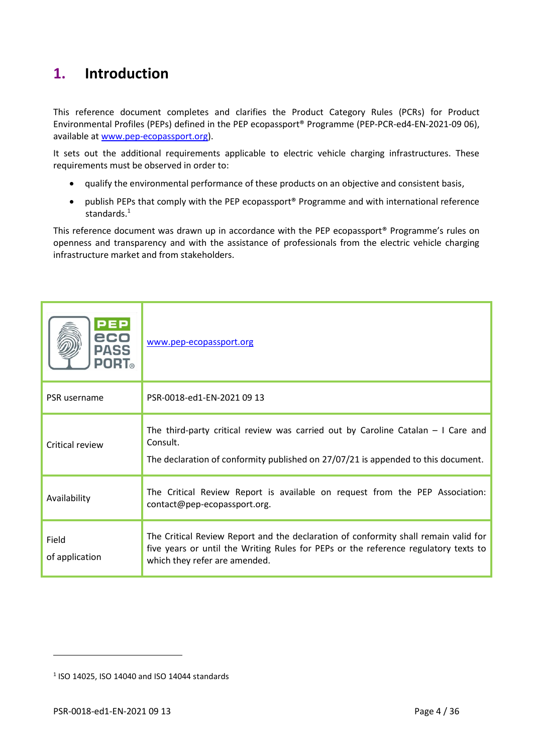# 1. Introduction

This reference document completes and clarifies the Product Category Rules (PCRs) for Product Environmental Profiles (PEPs) defined in the PEP ecopassport® Programme (PEP-PCR-ed4-EN-2021-09 06), available at www.pep-ecopassport.org).

It sets out the additional requirements applicable to electric vehicle charging infrastructures. These requirements must be observed in order to:

- qualify the environmental performance of these products on an objective and consistent basis,
- publish PEPs that comply with the PEP ecopassport® Programme and with international reference standards.[1]

This reference document was drawn up in accordance with the PEP ecopassport® Programme's rules on openness and transparency and with the assistance of professionals from the electric vehicle charging infrastructure market and from stakeholders.

| PEP eco PASS PORT® | www.pep-ecopassport.org |
|---|---|
| PSR username | PSR-0018-ed1-EN-2021 09 13 |
| Critical review | The third-party critical review was carried out by Caroline Catalan – I Care and Consult.<br>The declaration of conformity published on 27/07/21 is appended to this document. |
| Availability | The Critical Review Report is available on request from the PEP Association: contact@pep-ecopassport.org. |
| Field of application | The Critical Review Report and the declaration of conformity shall remain valid for five years or until the Writing Rules for PEPs or the reference regulatory texts to which they refer are amended. |

[1] ISO 14025, ISO 14040 and ISO 14044 standards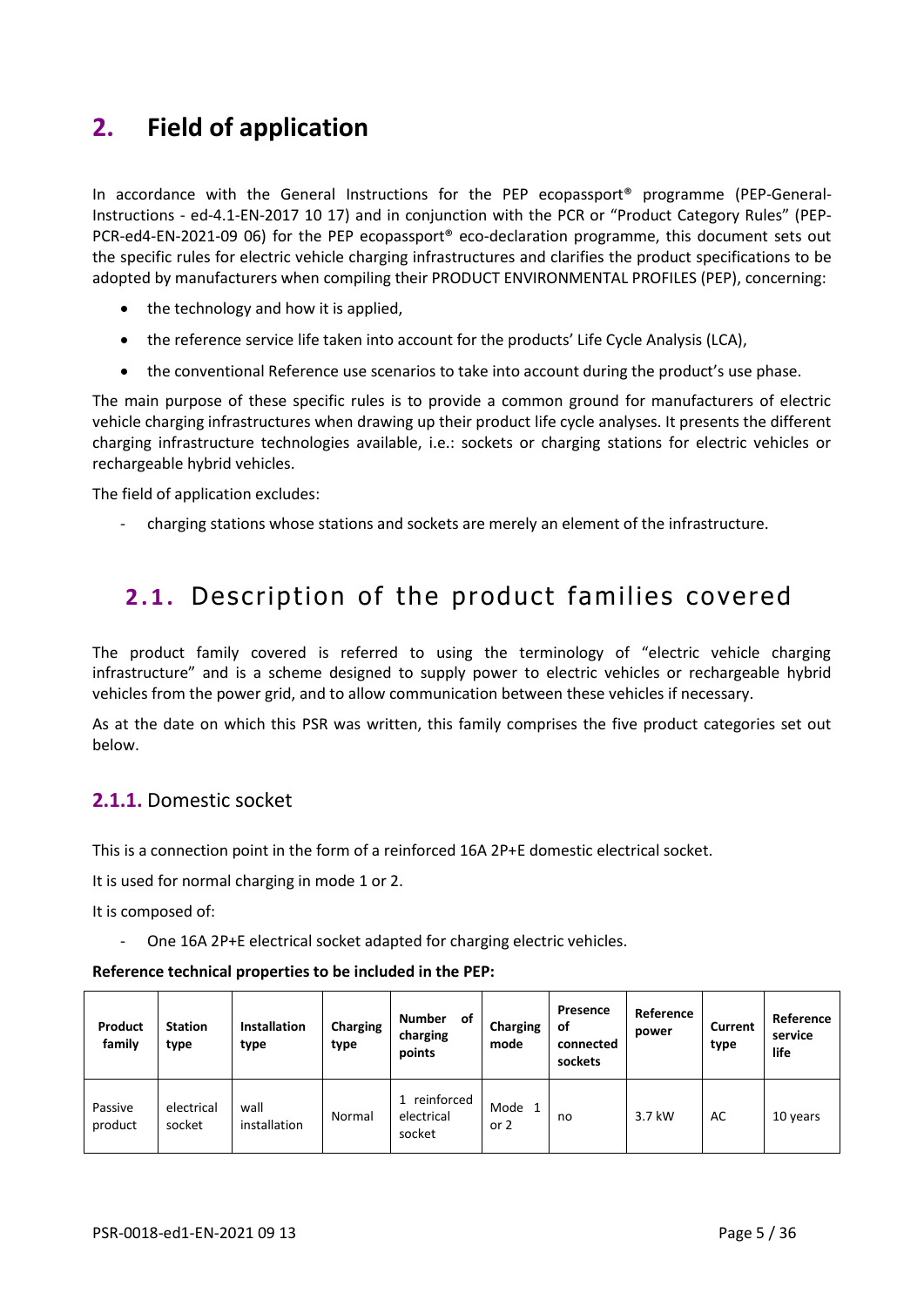# 2. Field of application

In accordance with the General Instructions for the PEP ecopassport® programme (PEP-General-Instructions - ed-4.1-EN-2017 10 17) and in conjunction with the PCR or "Product Category Rules" (PEP-PCR-ed4-EN-2021-09 06) for the PEP ecopassport® eco-declaration programme, this document sets out the specific rules for electric vehicle charging infrastructures and clarifies the product specifications to be adopted by manufacturers when compiling their PRODUCT ENVIRONMENTAL PROFILES (PEP), concerning:

- the technology and how it is applied,
- the reference service life taken into account for the products' Life Cycle Analysis (LCA),
- the conventional Reference use scenarios to take into account during the product's use phase.

The main purpose of these specific rules is to provide a common ground for manufacturers of electric vehicle charging infrastructures when drawing up their product life cycle analyses. It presents the different charging infrastructure technologies available, i.e.: sockets or charging stations for electric vehicles or rechargeable hybrid vehicles.

The field of application excludes:

- charging stations whose stations and sockets are merely an element of the infrastructure.

## 2.1. Description of the product families covered

The product family covered is referred to using the terminology of "electric vehicle charging infrastructure" and is a scheme designed to supply power to electric vehicles or rechargeable hybrid vehicles from the power grid, and to allow communication between these vehicles if necessary.

As at the date on which this PSR was written, this family comprises the five product categories set out below.

### 2.1.1. Domestic socket

This is a connection point in the form of a reinforced 16A 2P+E domestic electrical socket.

It is used for normal charging in mode 1 or 2.

It is composed of:

- One 16A 2P+E electrical socket adapted for charging electric vehicles.

**Reference technical properties to be included in the PEP:**

| Product family | Station type | Installation type | Charging type | Number of charging points | Charging mode | Presence of connected sockets | Reference power | Current type | Reference service life |
|---|---|---|---|---|---|---|---|---|---|
| Passive product | electrical socket | wall installation | Normal | 1 reinforced electrical socket | Mode 1 or 2 | no | 3.7 kW | AC | 10 years |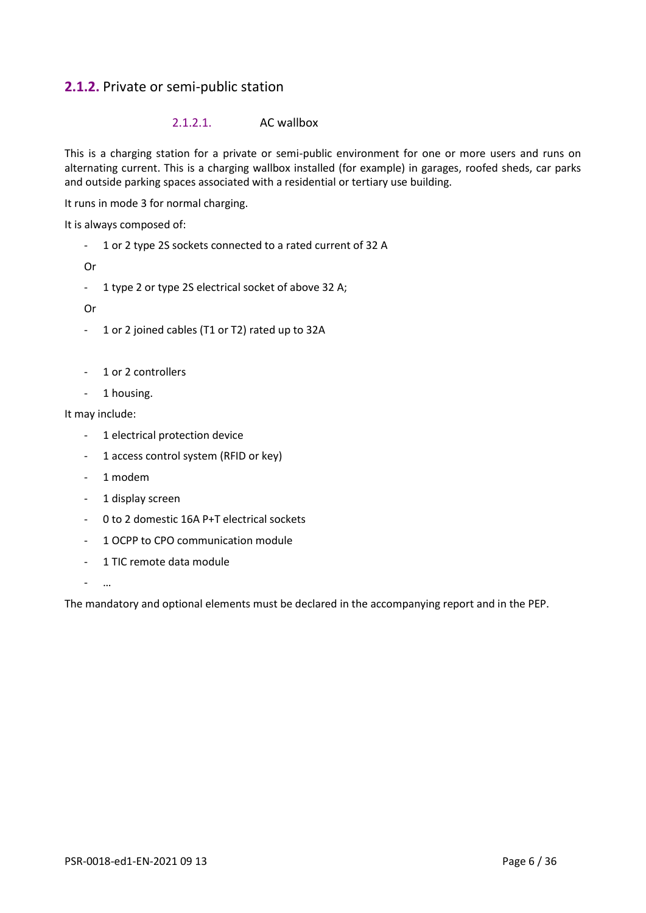## **2.1.2.** Private or semi-public station

### 2.1.2.1. AC wallbox

This is a charging station for a private or semi-public environment for one or more users and runs on alternating current. This is a charging wallbox installed (for example) in garages, roofed sheds, car parks and outside parking spaces associated with a residential or tertiary use building.

It runs in mode 3 for normal charging.

It is always composed of:

- 1 or 2 type 2S sockets connected to a rated current of 32 A

Or

- 1 type 2 or type 2S electrical socket of above 32 A;

Or

- 1 or 2 joined cables (T1 or T2) rated up to 32A

- 1 or 2 controllers
- 1 housing.

It may include:

- 1 electrical protection device
- 1 access control system (RFID or key)
- 1 modem
- 1 display screen
- 0 to 2 domestic 16A P+T electrical sockets
- 1 OCPP to CPO communication module
- 1 TIC remote data module
- …

The mandatory and optional elements must be declared in the accompanying report and in the PEP.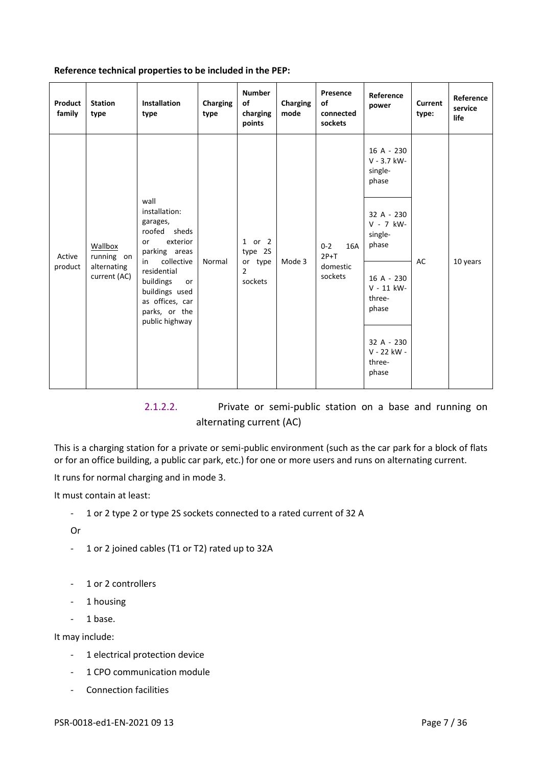**Reference technical properties to be included in the PEP:**

| Product family | Station type | Installation type | Charging type | Number of charging points | Charging mode | Presence of connected sockets | Reference power | Current type: | Reference service life |
|---|---|---|---|---|---|---|---|---|---|
| Active product | Wallbox running on alternating current (AC) | wall installation: garages, roofed sheds or exterior parking areas in collective residential buildings or buildings used as offices, car parks, or the public highway | Normal | 1 or 2 type 2S or type 2 sockets | Mode 3 | 0-2 16A 2P+T domestic sockets | 16 A - 230 V - 3.7 kW- single-phase | AC | 10 years |
| | | | | | | | 32 A - 230 V - 7 kW- single-phase | | |
| | | | | | | | 16 A - 230 V - 11 kW- three-phase | | |
| | | | | | | | 32 A - 230 V - 22 kW - three-phase | | |

#### 2.1.2.2. Private or semi-public station on a base and running on alternating current (AC)

This is a charging station for a private or semi-public environment (such as the car park for a block of flats or for an office building, a public car park, etc.) for one or more users and runs on alternating current.

It runs for normal charging and in mode 3.

It must contain at least:

- 1 or 2 type 2 or type 2S sockets connected to a rated current of 32 A

Or

- 1 or 2 joined cables (T1 or T2) rated up to 32A

- 1 or 2 controllers
- 1 housing
- 1 base.

It may include:

- 1 electrical protection device
- 1 CPO communication module
- Connection facilities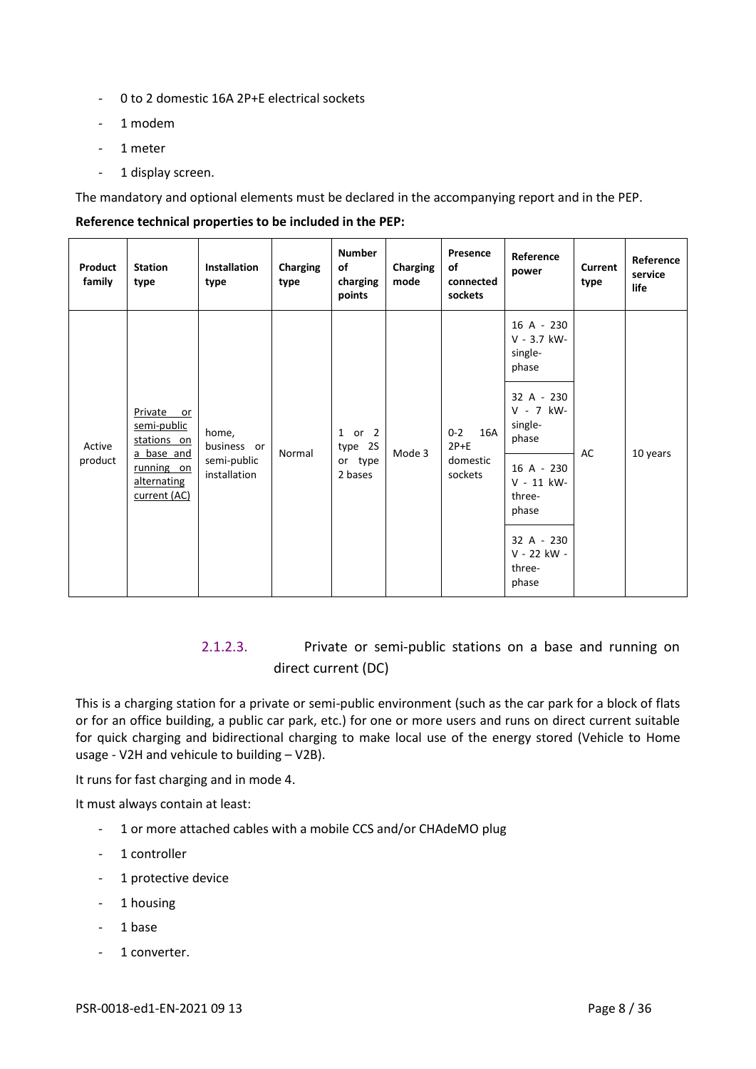- 0 to 2 domestic 16A 2P+E electrical sockets
- 1 modem
- 1 meter
- 1 display screen.

The mandatory and optional elements must be declared in the accompanying report and in the PEP.

**Reference technical properties to be included in the PEP:**

| Product family | Station type | Installation type | Charging type | Number of charging points | Charging mode | Presence of connected sockets | Reference power | Current type | Reference service life |
|---|---|---|---|---|---|---|---|---|---|
| Active product | Private or semi-public stations on a base and running on alternating current (AC) | home, business or semi-public installation | Normal | 1 or 2 type 2S or type 2 bases | Mode 3 | 0-2 16A 2P+E domestic sockets | 16 A - 230 V - 3.7 kW- single-phase | AC | 10 years |
| | | | | | | | 32 A - 230 V - 7 kW- single-phase | | |
| | | | | | | | 16 A - 230 V - 11 kW- three-phase | | |
| | | | | | | | 32 A - 230 V - 22 kW - three-phase | | |

#### 2.1.2.3. Private or semi-public stations on a base and running on direct current (DC)

This is a charging station for a private or semi-public environment (such as the car park for a block of flats or for an office building, a public car park, etc.) for one or more users and runs on direct current suitable for quick charging and bidirectional charging to make local use of the energy stored (Vehicle to Home usage - V2H and vehicule to building – V2B).

It runs for fast charging and in mode 4.

It must always contain at least:

- 1 or more attached cables with a mobile CCS and/or CHAdeMO plug
- 1 controller
- 1 protective device
- 1 housing
- 1 base
- 1 converter.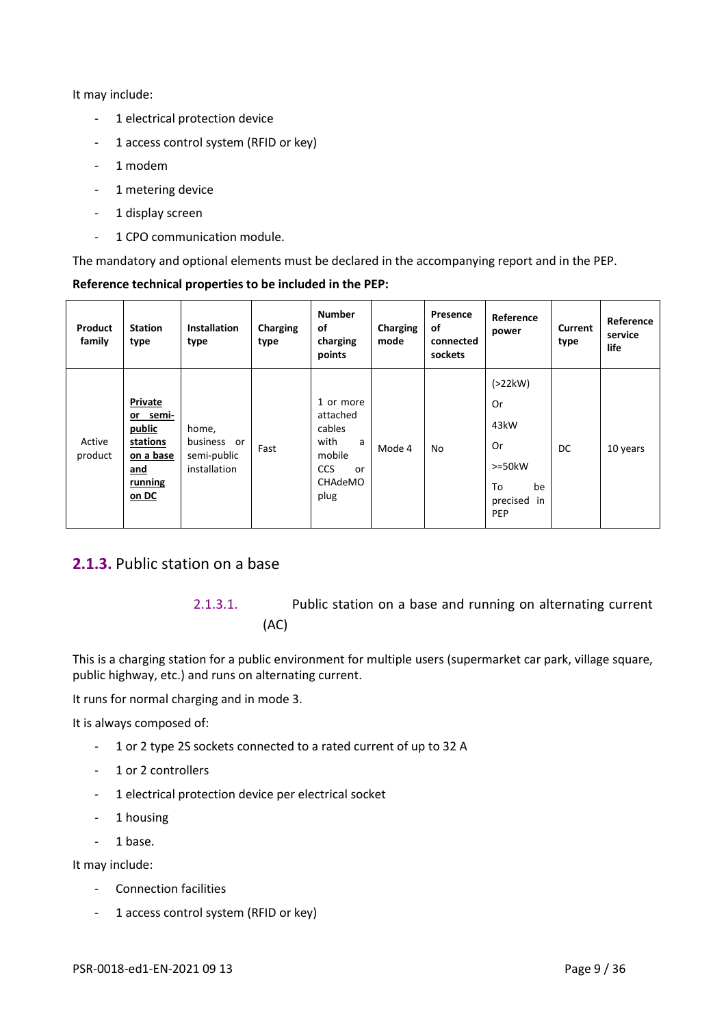It may include:

- 1 electrical protection device
- 1 access control system (RFID or key)
- 1 modem
- 1 metering device
- 1 display screen
- 1 CPO communication module.

The mandatory and optional elements must be declared in the accompanying report and in the PEP.

**Reference technical properties to be included in the PEP:**

| Product family | Station type | Installation type | Charging type | Number of charging points | Charging mode | Presence of connected sockets | Reference power | Current type | Reference service life |
|---|---|---|---|---|---|---|---|---|---|
| Active product | **Private or semi-public stations on a base and running on DC** | home, business or semi-public installation | Fast | 1 or more attached cables with a mobile CCS or CHAdeMO plug | Mode 4 | No | (>22kW) Or 43kW Or >=50kW To be precised in PEP | DC | 10 years |

## 2.1.3. Public station on a base

### 2.1.3.1. Public station on a base and running on alternating current (AC)

This is a charging station for a public environment for multiple users (supermarket car park, village square, public highway, etc.) and runs on alternating current.

It runs for normal charging and in mode 3.

It is always composed of:

- 1 or 2 type 2S sockets connected to a rated current of up to 32 A
- 1 or 2 controllers
- 1 electrical protection device per electrical socket
- 1 housing
- 1 base.

It may include:

- Connection facilities
- 1 access control system (RFID or key)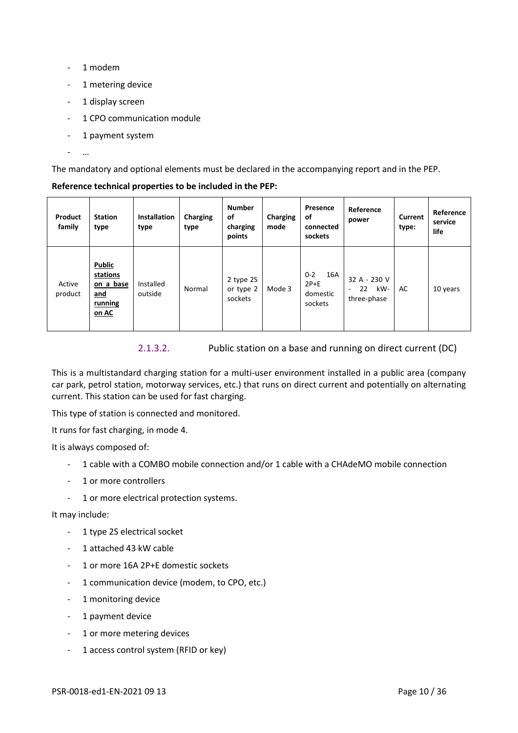- 1 modem
- 1 metering device
- 1 display screen
- 1 CPO communication module
- 1 payment system
- …

The mandatory and optional elements must be declared in the accompanying report and in the PEP.

**Reference technical properties to be included in the PEP:**

| Product family | Station type | Installation type | Charging type | Number of charging points | Charging mode | Presence of connected sockets | Reference power | Current type: | Reference service life |
|---|---|---|---|---|---|---|---|---|---|
| Active product | **Public stations on a base and running on AC** | Installed outside | Normal | 2 type 2S or type 2 sockets | Mode 3 | 0-2 16A 2P+E domestic sockets | 32 A - 230 V - 22 kW-three-phase | AC | 10 years |

#### 2.1.3.2. Public station on a base and running on direct current (DC)

This is a multistandard charging station for a multi-user environment installed in a public area (company car park, petrol station, motorway services, etc.) that runs on direct current and potentially on alternating current. This station can be used for fast charging.

This type of station is connected and monitored.

It runs for fast charging, in mode 4.

It is always composed of:

- 1 cable with a COMBO mobile connection and/or 1 cable with a CHAdeMO mobile connection
- 1 or more controllers
- 1 or more electrical protection systems.

It may include:

- 1 type 2S electrical socket
- 1 attached 43 kW cable
- 1 or more 16A 2P+E domestic sockets
- 1 communication device (modem, to CPO, etc.)
- 1 monitoring device
- 1 payment device
- 1 or more metering devices
- 1 access control system (RFID or key)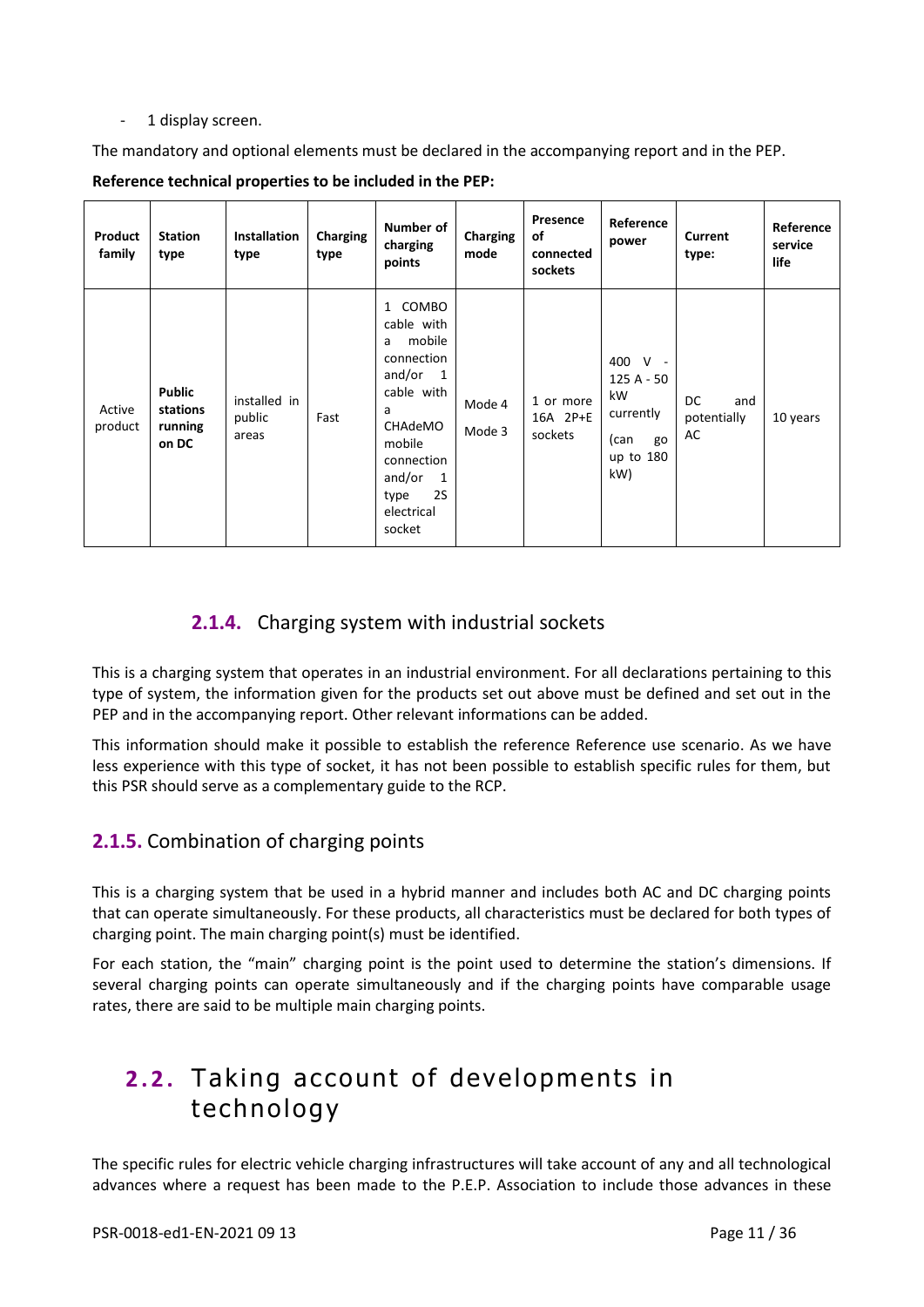- 1 display screen.

The mandatory and optional elements must be declared in the accompanying report and in the PEP.

**Reference technical properties to be included in the PEP:**

| Product family | Station type | Installation type | Charging type | Number of charging points | Charging mode | Presence of connected sockets | Reference power | Current type: | Reference service life |
|---|---|---|---|---|---|---|---|---|---|
| Active product | **Public stations running on DC** | installed in public areas | Fast | 1 COMBO cable with a mobile connection and/or 1 cable with a CHAdeMO mobile connection and/or 1 type 2S electrical socket | Mode 4<br>Mode 3 | 1 or more 16A 2P+E sockets | 400 V - 125 A - 50 kW currently (can go up to 180 kW) | DC and potentially AC | 10 years |

### **2.1.4.** Charging system with industrial sockets

This is a charging system that operates in an industrial environment. For all declarations pertaining to this type of system, the information given for the products set out above must be defined and set out in the PEP and in the accompanying report. Other relevant informations can be added.

This information should make it possible to establish the reference Reference use scenario. As we have less experience with this type of socket, it has not been possible to establish specific rules for them, but this PSR should serve as a complementary guide to the RCP.

### **2.1.5.** Combination of charging points

This is a charging system that be used in a hybrid manner and includes both AC and DC charging points that can operate simultaneously. For these products, all characteristics must be declared for both types of charging point. The main charging point(s) must be identified.

For each station, the "main" charging point is the point used to determine the station's dimensions. If several charging points can operate simultaneously and if the charging points have comparable usage rates, there are said to be multiple main charging points.

## **2.2.** Taking account of developments in technology

The specific rules for electric vehicle charging infrastructures will take account of any and all technological advances where a request has been made to the P.E.P. Association to include those advances in these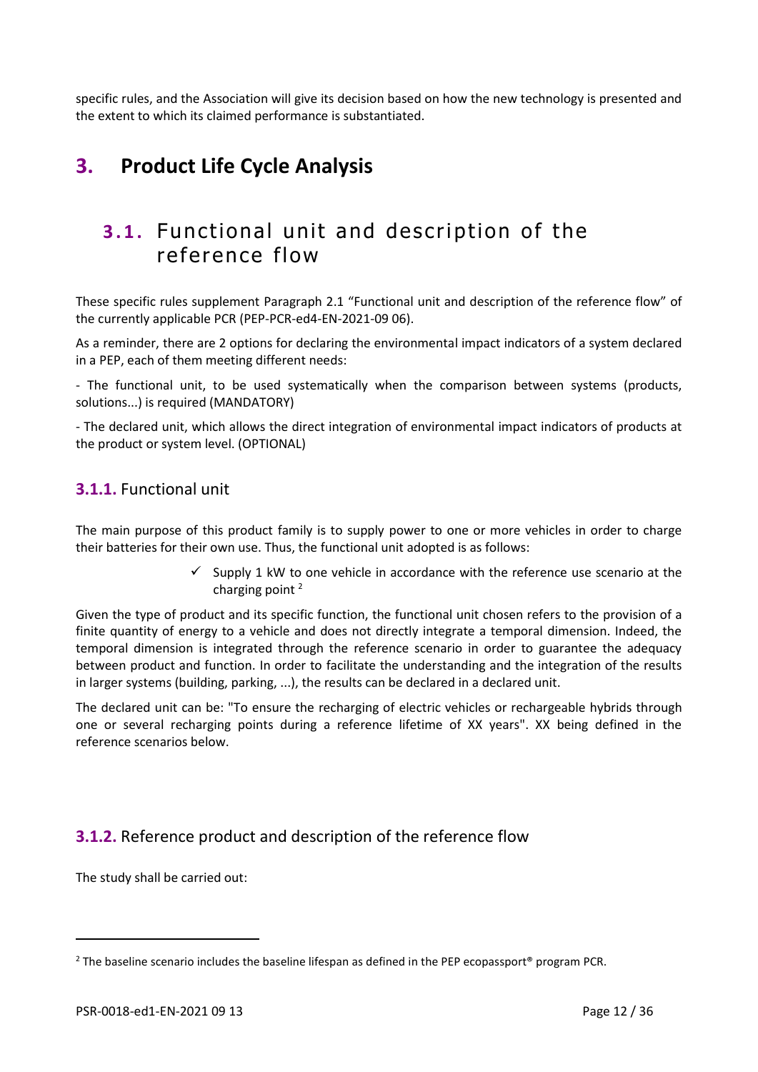specific rules, and the Association will give its decision based on how the new technology is presented and the extent to which its claimed performance is substantiated.

# 3. Product Life Cycle Analysis

## 3.1. Functional unit and description of the reference flow

These specific rules supplement Paragraph 2.1 “Functional unit and description of the reference flow” of the currently applicable PCR (PEP-PCR-ed4-EN-2021-09 06).

As a reminder, there are 2 options for declaring the environmental impact indicators of a system declared in a PEP, each of them meeting different needs:

- The functional unit, to be used systematically when the comparison between systems (products, solutions...) is required (MANDATORY)

- The declared unit, which allows the direct integration of environmental impact indicators of products at the product or system level. (OPTIONAL)

### 3.1.1. Functional unit

The main purpose of this product family is to supply power to one or more vehicles in order to charge their batteries for their own use. Thus, the functional unit adopted is as follows:

- ✓ Supply 1 kW to one vehicle in accordance with the reference use scenario at the charging point [2]

Given the type of product and its specific function, the functional unit chosen refers to the provision of a finite quantity of energy to a vehicle and does not directly integrate a temporal dimension. Indeed, the temporal dimension is integrated through the reference scenario in order to guarantee the adequacy between product and function. In order to facilitate the understanding and the integration of the results in larger systems (building, parking, ...), the results can be declared in a declared unit.

The declared unit can be: "To ensure the recharging of electric vehicles or rechargeable hybrids through one or several recharging points during a reference lifetime of XX years". XX being defined in the reference scenarios below.

### 3.1.2. Reference product and description of the reference flow

The study shall be carried out:

[2] The baseline scenario includes the baseline lifespan as defined in the PEP ecopassport® program PCR.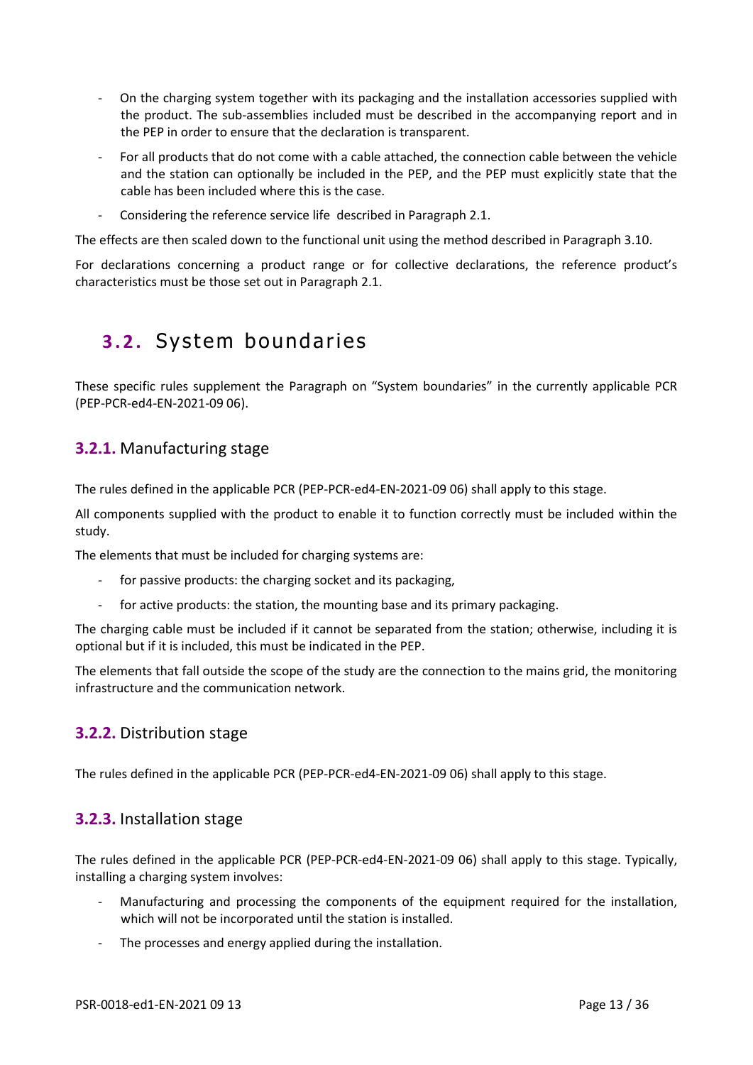- On the charging system together with its packaging and the installation accessories supplied with the product. The sub-assemblies included must be described in the accompanying report and in the PEP in order to ensure that the declaration is transparent.
- For all products that do not come with a cable attached, the connection cable between the vehicle and the station can optionally be included in the PEP, and the PEP must explicitly state that the cable has been included where this is the case.
- Considering the reference service life described in Paragraph 2.1.

The effects are then scaled down to the functional unit using the method described in Paragraph 3.10.

For declarations concerning a product range or for collective declarations, the reference product's characteristics must be those set out in Paragraph 2.1.

## 3.2. System boundaries

These specific rules supplement the Paragraph on "System boundaries" in the currently applicable PCR (PEP-PCR-ed4-EN-2021-09 06).

### 3.2.1. Manufacturing stage

The rules defined in the applicable PCR (PEP-PCR-ed4-EN-2021-09 06) shall apply to this stage.

All components supplied with the product to enable it to function correctly must be included within the study.

The elements that must be included for charging systems are:

- for passive products: the charging socket and its packaging,
- for active products: the station, the mounting base and its primary packaging.

The charging cable must be included if it cannot be separated from the station; otherwise, including it is optional but if it is included, this must be indicated in the PEP.

The elements that fall outside the scope of the study are the connection to the mains grid, the monitoring infrastructure and the communication network.

### 3.2.2. Distribution stage

The rules defined in the applicable PCR (PEP-PCR-ed4-EN-2021-09 06) shall apply to this stage.

### 3.2.3. Installation stage

The rules defined in the applicable PCR (PEP-PCR-ed4-EN-2021-09 06) shall apply to this stage. Typically, installing a charging system involves:

- Manufacturing and processing the components of the equipment required for the installation, which will not be incorporated until the station is installed.
- The processes and energy applied during the installation.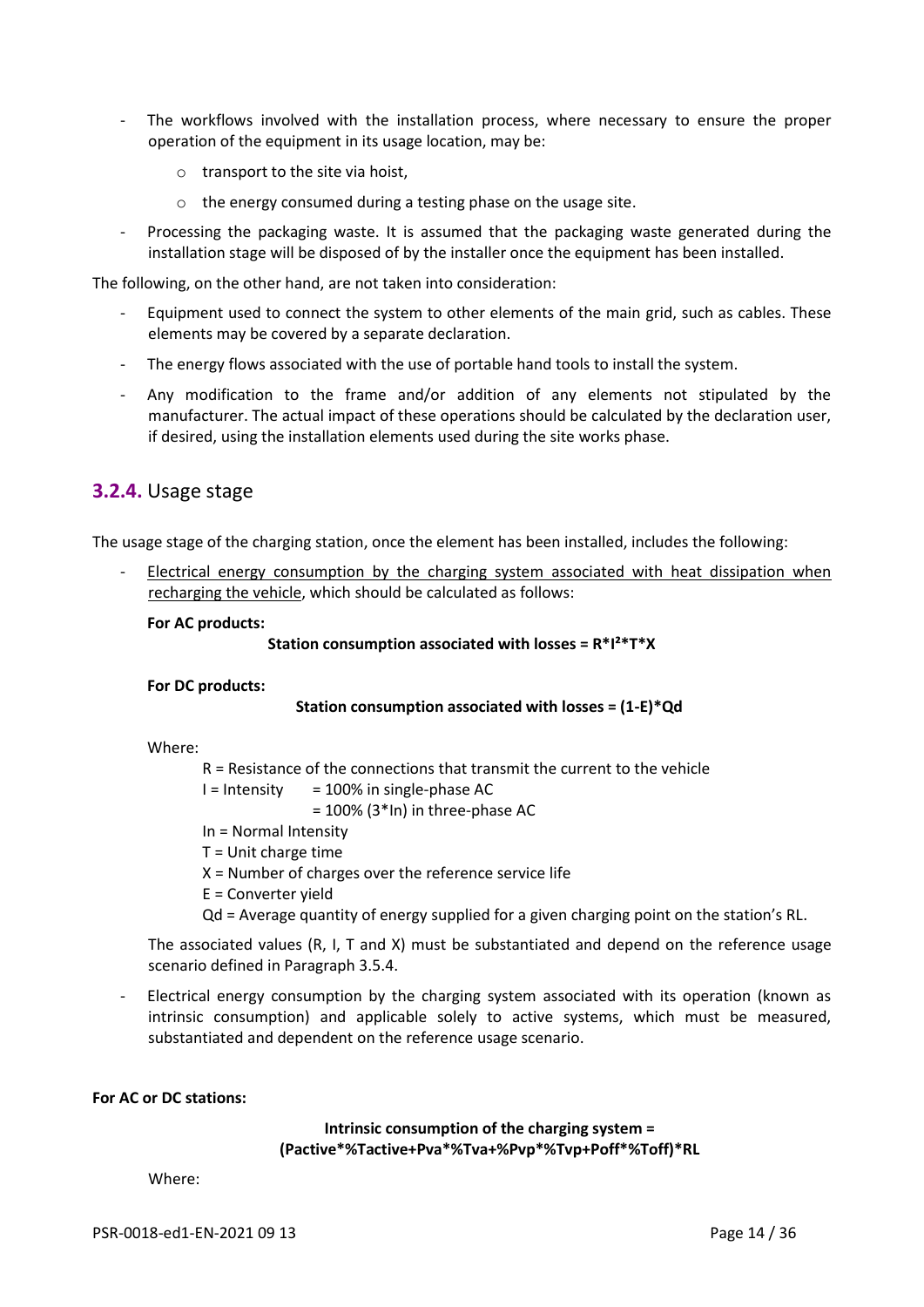- The workflows involved with the installation process, where necessary to ensure the proper operation of the equipment in its usage location, may be:
    - transport to the site via hoist,
    - the energy consumed during a testing phase on the usage site.
- Processing the packaging waste. It is assumed that the packaging waste generated during the installation stage will be disposed of by the installer once the equipment has been installed.

The following, on the other hand, are not taken into consideration:

- Equipment used to connect the system to other elements of the main grid, such as cables. These elements may be covered by a separate declaration.
- The energy flows associated with the use of portable hand tools to install the system.
- Any modification to the frame and/or addition of any elements not stipulated by the manufacturer. The actual impact of these operations should be calculated by the declaration user, if desired, using the installation elements used during the site works phase.

### 3.2.4. Usage stage

The usage stage of the charging station, once the element has been installed, includes the following:

- Electrical energy consumption by the charging system associated with heat dissipation when recharging the vehicle, which should be calculated as follows:

  **For AC products:**

  $$\textbf{Station consumption associated with losses} = R \cdot I^2 \cdot T \cdot X$$

  **For DC products:**

  $$\textbf{Station consumption associated with losses} = (1-E) \cdot Qd$$

  Where:

  R = Resistance of the connections that transmit the current to the vehicle
  I = Intensity = 100% in single-phase AC
  = 100% (3*In) in three-phase AC
  In = Normal Intensity
  T = Unit charge time
  X = Number of charges over the reference service life
  E = Converter yield
  Qd = Average quantity of energy supplied for a given charging point on the station's RL.

  The associated values (R, I, T and X) must be substantiated and depend on the reference usage scenario defined in Paragraph 3.5.4.

- Electrical energy consumption by the charging system associated with its operation (known as intrinsic consumption) and applicable solely to active systems, which must be measured, substantiated and dependent on the reference usage scenario.

**For AC or DC stations:**

$$\textbf{Intrinsic consumption of the charging system} = (Pactive \cdot \%Tactive + Pva \cdot \%Tva + \%Pvp \cdot \%Tvp + Poff \cdot \%Toff) \cdot RL$$

Where: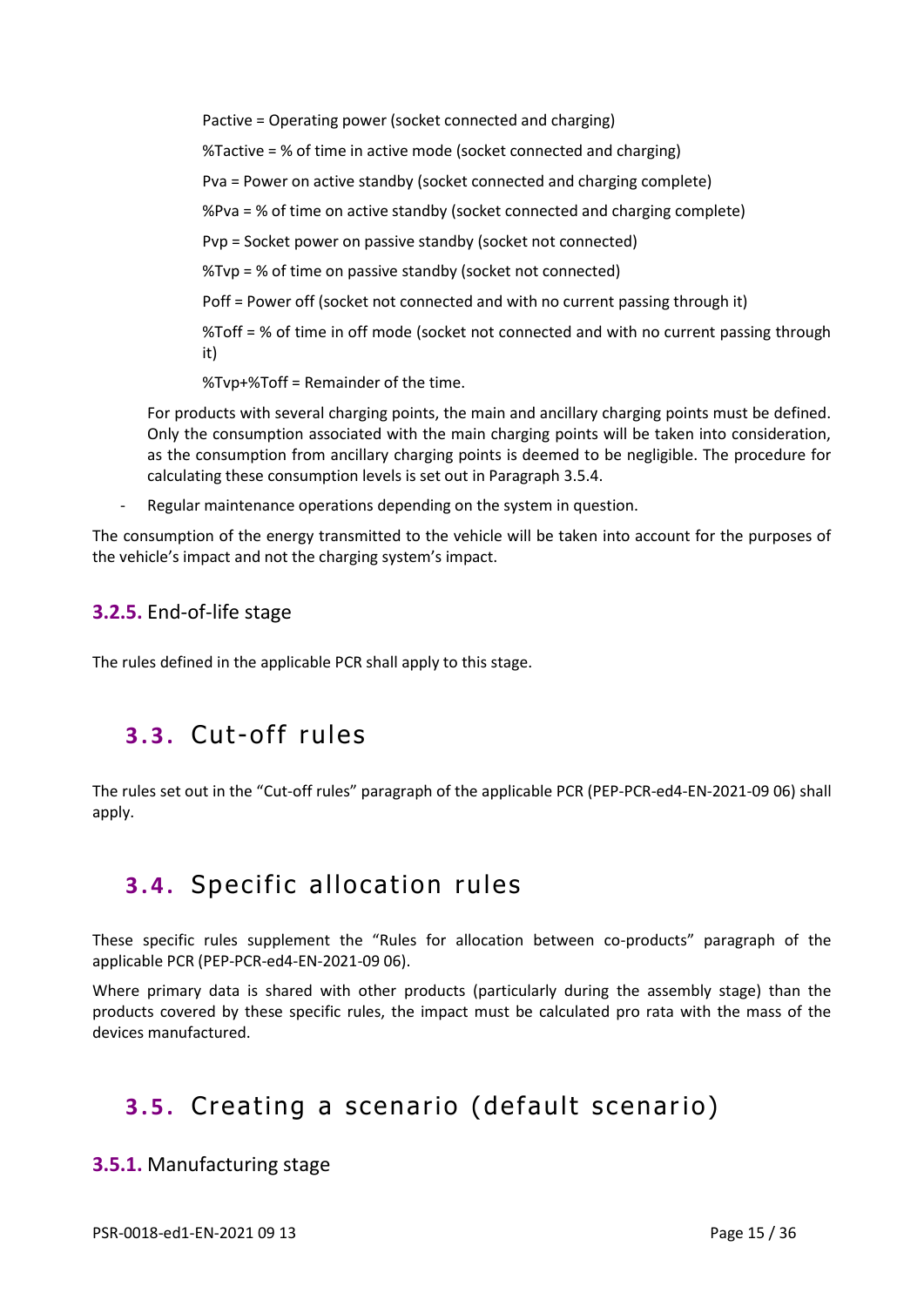Pactive = Operating power (socket connected and charging)

%Tactive = % of time in active mode (socket connected and charging)

Pva = Power on active standby (socket connected and charging complete)

%Pva = % of time on active standby (socket connected and charging complete)

Pvp = Socket power on passive standby (socket not connected)

%Tvp = % of time on passive standby (socket not connected)

Poff = Power off (socket not connected and with no current passing through it)

%Toff = % of time in off mode (socket not connected and with no current passing through it)

%Tvp+%Toff = Remainder of the time.

For products with several charging points, the main and ancillary charging points must be defined. Only the consumption associated with the main charging points will be taken into consideration, as the consumption from ancillary charging points is deemed to be negligible. The procedure for calculating these consumption levels is set out in Paragraph 3.5.4.

- Regular maintenance operations depending on the system in question.

The consumption of the energy transmitted to the vehicle will be taken into account for the purposes of the vehicle's impact and not the charging system's impact.

### 3.2.5. End-of-life stage

The rules defined in the applicable PCR shall apply to this stage.

## 3.3. Cut-off rules

The rules set out in the "Cut-off rules" paragraph of the applicable PCR (PEP-PCR-ed4-EN-2021-09 06) shall apply.

## 3.4. Specific allocation rules

These specific rules supplement the "Rules for allocation between co-products" paragraph of the applicable PCR (PEP-PCR-ed4-EN-2021-09 06).

Where primary data is shared with other products (particularly during the assembly stage) than the products covered by these specific rules, the impact must be calculated pro rata with the mass of the devices manufactured.

## 3.5. Creating a scenario (default scenario)

### 3.5.1. Manufacturing stage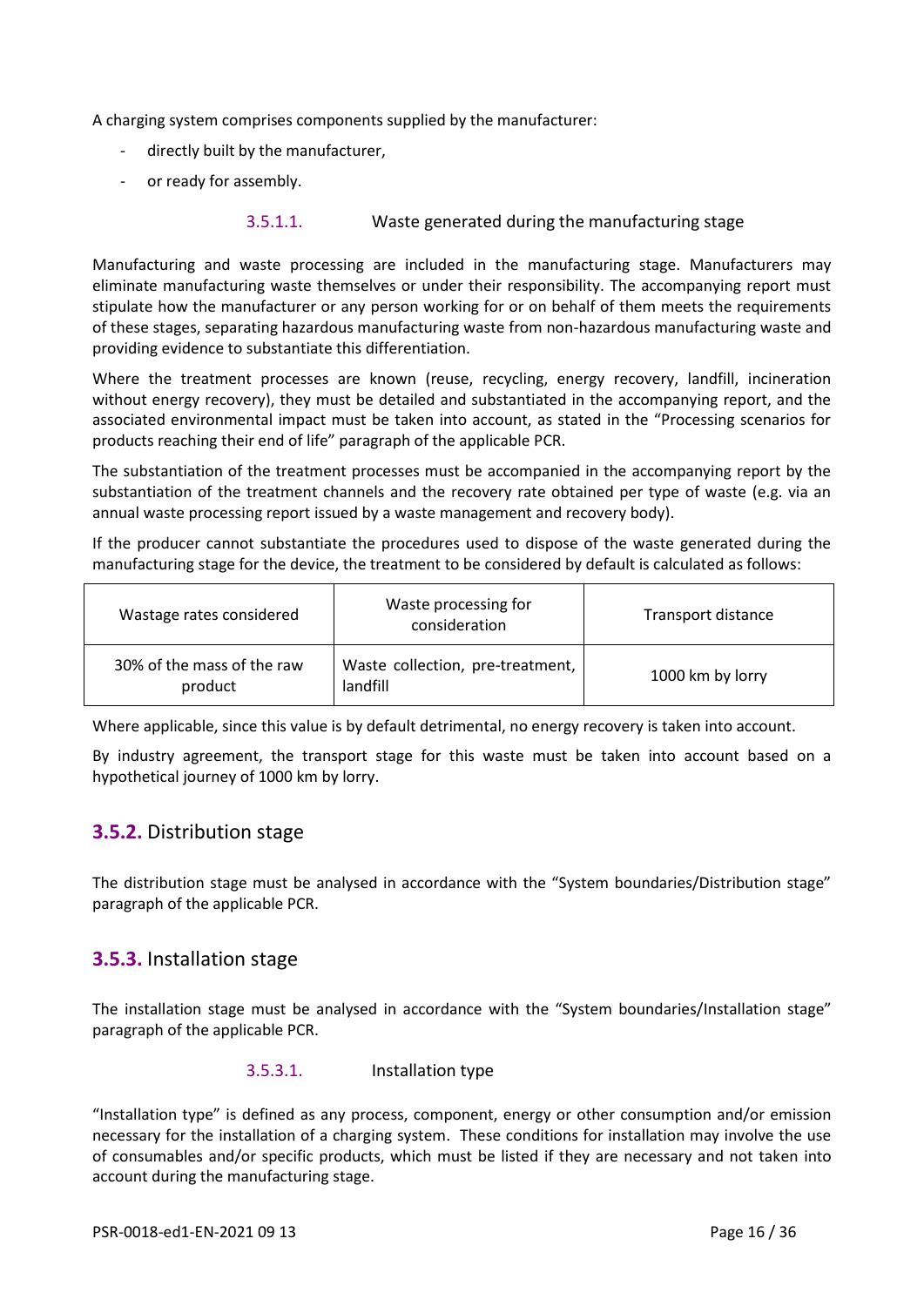A charging system comprises components supplied by the manufacturer:

- directly built by the manufacturer,
- or ready for assembly.

#### 3.5.1.1. Waste generated during the manufacturing stage

Manufacturing and waste processing are included in the manufacturing stage. Manufacturers may eliminate manufacturing waste themselves or under their responsibility. The accompanying report must stipulate how the manufacturer or any person working for or on behalf of them meets the requirements of these stages, separating hazardous manufacturing waste from non-hazardous manufacturing waste and providing evidence to substantiate this differentiation.

Where the treatment processes are known (reuse, recycling, energy recovery, landfill, incineration without energy recovery), they must be detailed and substantiated in the accompanying report, and the associated environmental impact must be taken into account, as stated in the "Processing scenarios for products reaching their end of life" paragraph of the applicable PCR.

The substantiation of the treatment processes must be accompanied in the accompanying report by the substantiation of the treatment channels and the recovery rate obtained per type of waste (e.g. via an annual waste processing report issued by a waste management and recovery body).

If the producer cannot substantiate the procedures used to dispose of the waste generated during the manufacturing stage for the device, the treatment to be considered by default is calculated as follows:

| Wastage rates considered | Waste processing for consideration | Transport distance |
|---|---|---|
| 30% of the mass of the raw product | Waste collection, pre-treatment, landfill | 1000 km by lorry |

Where applicable, since this value is by default detrimental, no energy recovery is taken into account.

By industry agreement, the transport stage for this waste must be taken into account based on a hypothetical journey of 1000 km by lorry.

### 3.5.2. Distribution stage

The distribution stage must be analysed in accordance with the "System boundaries/Distribution stage" paragraph of the applicable PCR.

### 3.5.3. Installation stage

The installation stage must be analysed in accordance with the "System boundaries/Installation stage" paragraph of the applicable PCR.

#### 3.5.3.1. Installation type

"Installation type" is defined as any process, component, energy or other consumption and/or emission necessary for the installation of a charging system. These conditions for installation may involve the use of consumables and/or specific products, which must be listed if they are necessary and not taken into account during the manufacturing stage.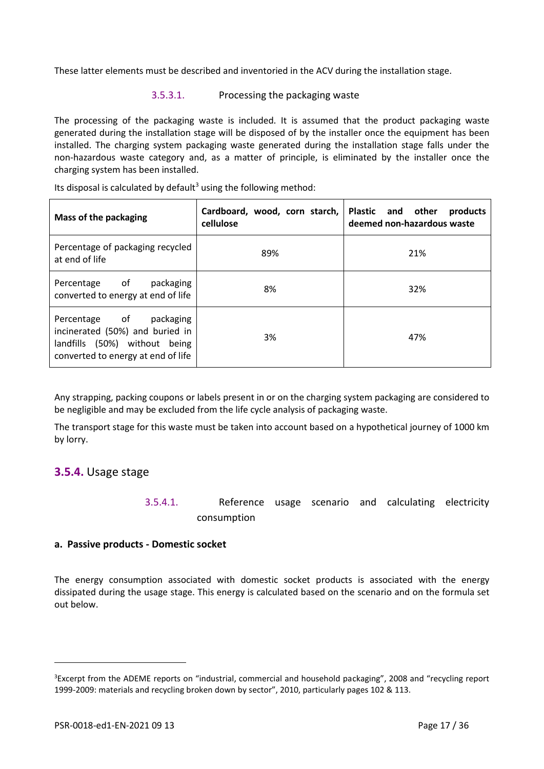These latter elements must be described and inventoried in the ACV during the installation stage.

#### 3.5.3.1. Processing the packaging waste

The processing of the packaging waste is included. It is assumed that the product packaging waste generated during the installation stage will be disposed of by the installer once the equipment has been installed. The charging system packaging waste generated during the installation stage falls under the non-hazardous waste category and, as a matter of principle, is eliminated by the installer once the charging system has been installed.

Its disposal is calculated by default[3] using the following method:

| Mass of the packaging | Cardboard, wood, corn starch, cellulose | Plastic and other products deemed non-hazardous waste |
|---|---|---|
| Percentage of packaging recycled at end of life | 89% | 21% |
| Percentage of packaging converted to energy at end of life | 8% | 32% |
| Percentage of packaging incinerated (50%) and buried in landfills (50%) without being converted to energy at end of life | 3% | 47% |

Any strapping, packing coupons or labels present in or on the charging system packaging are considered to be negligible and may be excluded from the life cycle analysis of packaging waste.

The transport stage for this waste must be taken into account based on a hypothetical journey of 1000 km by lorry.

### 3.5.4. Usage stage

#### 3.5.4.1. Reference usage scenario and calculating electricity consumption

**a. Passive products - Domestic socket**

The energy consumption associated with domestic socket products is associated with the energy dissipated during the usage stage. This energy is calculated based on the scenario and on the formula set out below.

---

[3] Excerpt from the ADEME reports on "industrial, commercial and household packaging", 2008 and "recycling report 1999-2009: materials and recycling broken down by sector", 2010, particularly pages 102 & 113.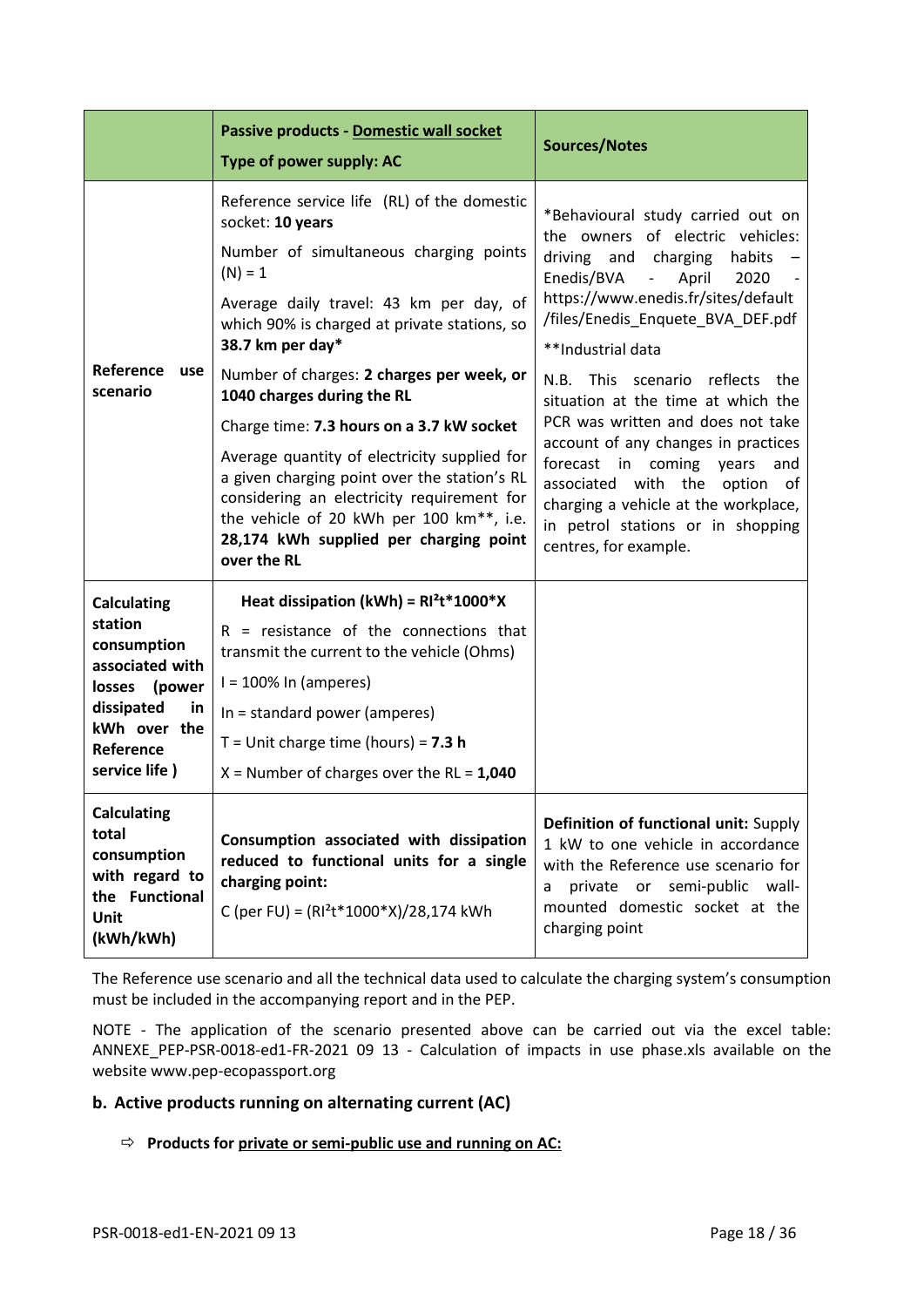| | **Passive products - Domestic wall socket**<br>**Type of power supply: AC** | **Sources/Notes** |
|---|---|---|
| **Reference use scenario** | Reference service life (RL) of the domestic socket: **10 years**<br>Number of simultaneous charging points (N) = 1<br>Average daily travel: 43 km per day, of which 90% is charged at private stations, so **38.7 km per day***<br>Number of charges: **2 charges per week, or 1040 charges during the RL**<br>Charge time: **7.3 hours on a 3.7 kW socket**<br>Average quantity of electricity supplied for a given charging point over the station's RL considering an electricity requirement for the vehicle of 20 kWh per 100 km**, i.e. **28,174 kWh supplied per charging point over the RL** | *Behavioural study carried out on the owners of electric vehicles: driving and charging habits – Enedis/BVA - April 2020 - https://www.enedis.fr/sites/default/files/Enedis_Enquete_BVA_DEF.pdf<br>**Industrial data<br>N.B. This scenario reflects the situation at the time at which the PCR was written and does not take account of any changes in practices forecast in coming years and associated with the option of charging a vehicle at the workplace, in petrol stations or in shopping centres, for example. |
| **Calculating station consumption associated with losses (power dissipated in kWh over the Reference service life )** | **Heat dissipation (kWh) = $RI^2t*1000*X$**<br>R = resistance of the connections that transmit the current to the vehicle (Ohms)<br>I = 100% In (amperes)<br>In = standard power (amperes)<br>T = Unit charge time (hours) = **7.3 h**<br>X = Number of charges over the RL = **1,040** | |
| **Calculating total consumption with regard to the Functional Unit (kWh/kWh)** | **Consumption associated with dissipation reduced to functional units for a single charging point:**<br>C (per FU) = ($RI^2t*1000*X$)/28,174 kWh | **Definition of functional unit:** Supply 1 kW to one vehicle in accordance with the Reference use scenario for a private or semi-public wall-mounted domestic socket at the charging point |

The Reference use scenario and all the technical data used to calculate the charging system's consumption must be included in the accompanying report and in the PEP.

NOTE - The application of the scenario presented above can be carried out via the excel table: ANNEXE_PEP-PSR-0018-ed1-FR-2021 09 13 - Calculation of impacts in use phase.xls available on the website www.pep-ecopassport.org

### b. Active products running on alternating current (AC)

⇨ **Products for private or semi-public use and running on AC:**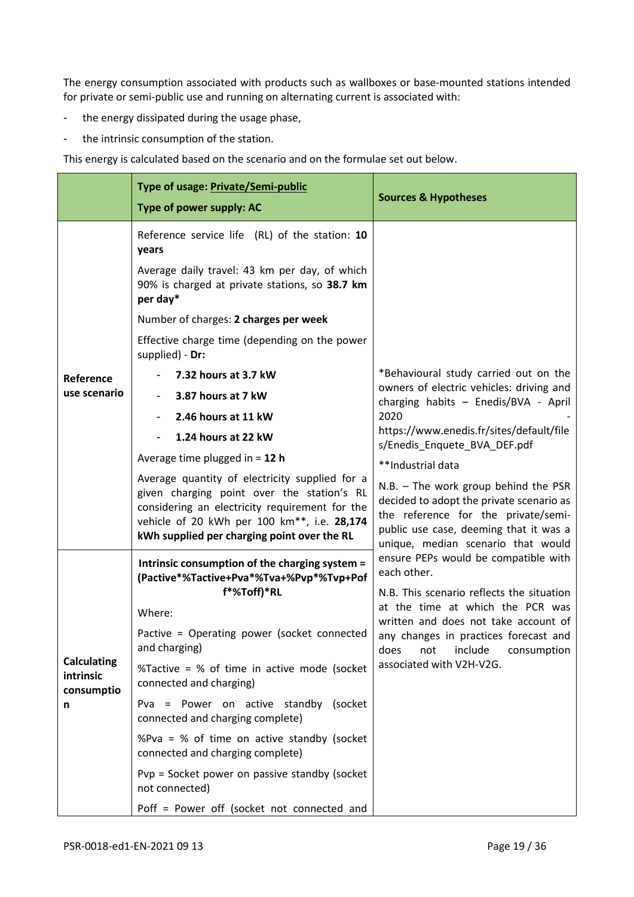The energy consumption associated with products such as wallboxes or base-mounted stations intended for private or semi-public use and running on alternating current is associated with:

- the energy dissipated during the usage phase,
- the intrinsic consumption of the station.

This energy is calculated based on the scenario and on the formulae set out below.

| | **Type of usage: Private/Semi-public**<br>**Type of power supply: AC** | **Sources & Hypotheses** |
|---|---|---|
| **Reference use scenario** | Reference service life (RL) of the station: **10 years**<br><br>Average daily travel: 43 km per day, of which 90% is charged at private stations, so **38.7 km per day***<br><br>Number of charges: **2 charges per week**<br><br>Effective charge time (depending on the power supplied) - **Dr:**<br>- **7.32 hours at 3.7 kW**<br>- **3.87 hours at 7 kW**<br>- **2.46 hours at 11 kW**<br>- **1.24 hours at 22 kW**<br><br>Average time plugged in = **12 h**<br><br>Average quantity of electricity supplied for a given charging point over the station's RL considering an electricity requirement for the vehicle of 20 kWh per 100 km**, i.e. **28,174 kWh supplied per charging point over the RL** | *Behavioural study carried out on the owners of electric vehicles: driving and charging habits – Enedis/BVA - April 2020 - https://www.enedis.fr/sites/default/files/Enedis_Enquete_BVA_DEF.pdf<br><br>**Industrial data<br><br>N.B. – The work group behind the PSR decided to adopt the private scenario as the reference for the private/semi-public use case, deeming that it was a unique, median scenario that would ensure PEPs would be compatible with each other.<br><br>N.B. This scenario reflects the situation at the time at which the PCR was written and does not take account of any changes in practices forecast and does not include consumption associated with V2H-V2G. |
| **Calculating intrinsic consumption** | **Intrinsic consumption of the charging system = (Pactive*%Tactive+Pva*%Tva+%Pvp*%Tvp+Poff*%Toff)*RL**<br><br>Where:<br><br>Pactive = Operating power (socket connected and charging)<br><br>%Tactive = % of time in active mode (socket connected and charging)<br><br>Pva = Power on active standby (socket connected and charging complete)<br><br>%Pva = % of time on active standby (socket connected and charging complete)<br><br>Pvp = Socket power on passive standby (socket not connected)<br><br>Poff = Power off (socket not connected and | |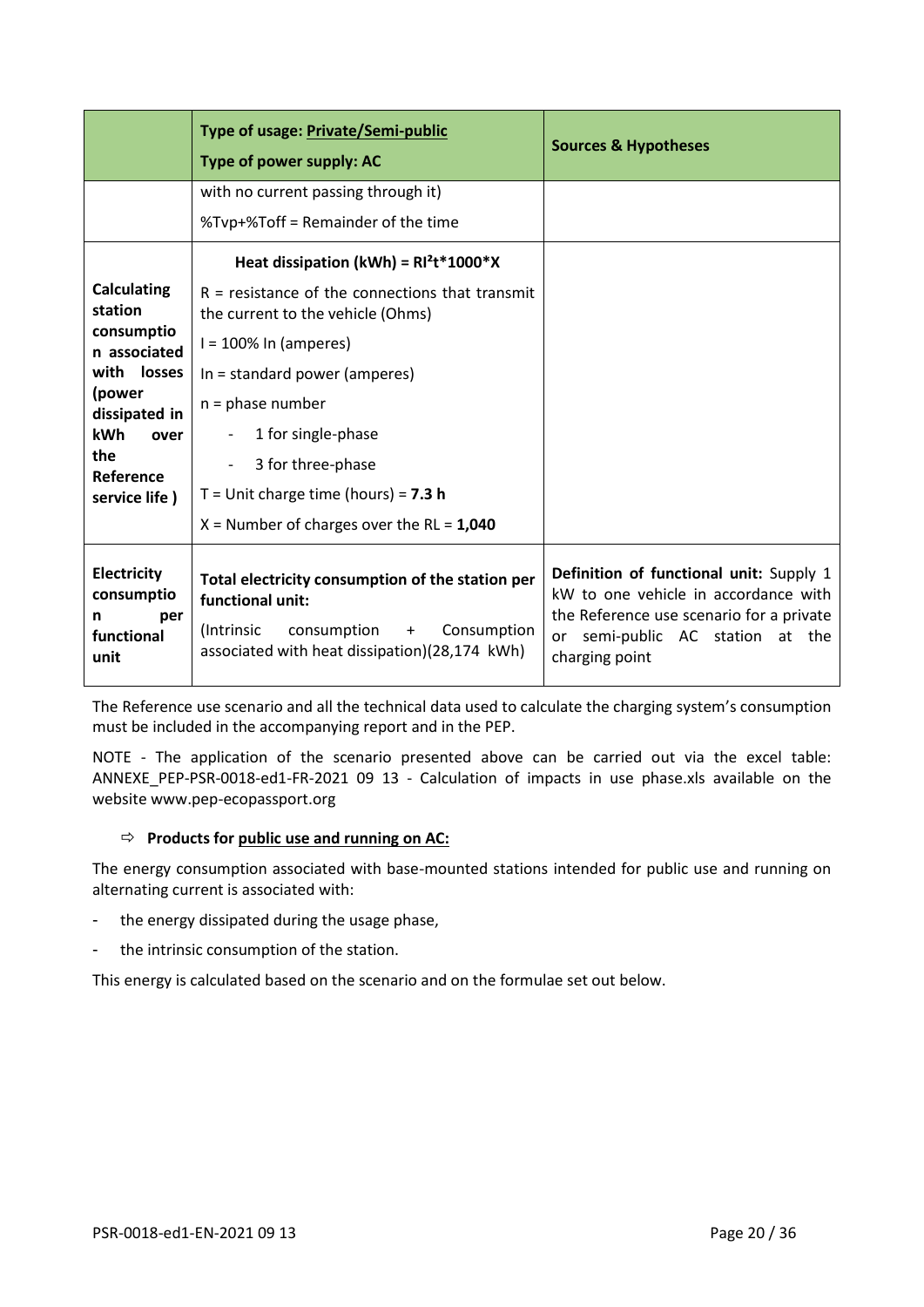| | Type of usage: Private/Semi-public<br>Type of power supply: AC | Sources & Hypotheses |
|---|---|---|
| | with no current passing through it)<br>%Tvp+%Toff = Remainder of the time | |
| **Calculating station consumption associated with losses (power dissipated in kWh over the Reference service life )** | **Heat dissipation (kWh) = $RI^2t*1000*X$**<br>R = resistance of the connections that transmit the current to the vehicle (Ohms)<br>I = 100% In (amperes)<br>In = standard power (amperes)<br>n = phase number<br>- 1 for single-phase<br>- 3 for three-phase<br>T = Unit charge time (hours) = **7.3 h**<br>X = Number of charges over the RL = **1,040** | |
| **Electricity consumption per functional unit** | **Total electricity consumption of the station per functional unit:**<br>(Intrinsic consumption + Consumption associated with heat dissipation)(28,174 kWh) | **Definition of functional unit:** Supply 1 kW to one vehicle in accordance with the Reference use scenario for a private or semi-public AC station at the charging point |

The Reference use scenario and all the technical data used to calculate the charging system's consumption must be included in the accompanying report and in the PEP.

NOTE - The application of the scenario presented above can be carried out via the excel table: ANNEXE_PEP-PSR-0018-ed1-FR-2021 09 13 - Calculation of impacts in use phase.xls available on the website www.pep-ecopassport.org

⇨ **Products for public use and running on AC:**

The energy consumption associated with base-mounted stations intended for public use and running on alternating current is associated with:

- the energy dissipated during the usage phase,
- the intrinsic consumption of the station.

This energy is calculated based on the scenario and on the formulae set out below.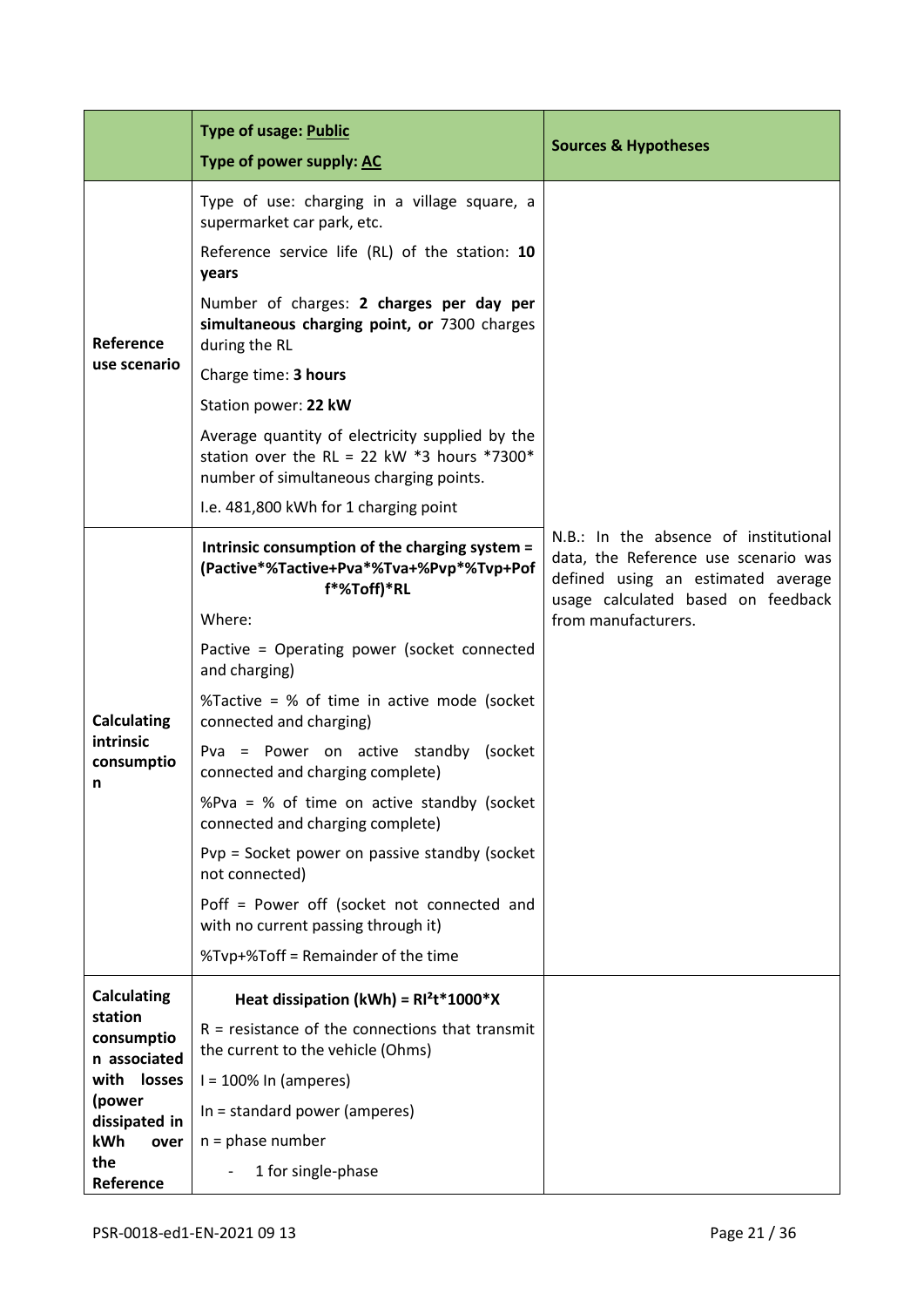| | **Type of usage: <u>Public</u>**<br>**Type of power supply: <u>AC</u>** | **Sources & Hypotheses** |
|---|---|---|
| **Reference use scenario** | Type of use: charging in a village square, a supermarket car park, etc.<br>Reference service life (RL) of the station: **10 years**<br>Number of charges: **2 charges per day per simultaneous charging point, or** 7300 charges during the RL<br>Charge time: **3 hours**<br>Station power: **22 kW**<br>Average quantity of electricity supplied by the station over the RL = 22 kW *3 hours *7300* number of simultaneous charging points.<br>I.e. 481,800 kWh for 1 charging point | N.B.: In the absence of institutional data, the Reference use scenario was defined using an estimated average usage calculated based on feedback from manufacturers. |
| **Calculating intrinsic consumption** | **Intrinsic consumption of the charging system = (Pactive*%Tactive+Pva*%Tva+%Pvp*%Tvp+Poff*%Toff)*RL**<br>Where:<br>Pactive = Operating power (socket connected and charging)<br>%Tactive = % of time in active mode (socket connected and charging)<br>Pva = Power on active standby (socket connected and charging complete)<br>%Pva = % of time on active standby (socket connected and charging complete)<br>Pvp = Socket power on passive standby (socket not connected)<br>Poff = Power off (socket not connected and with no current passing through it)<br>%Tvp+%Toff = Remainder of the time | |
| **Calculating station consumption associated with losses (power dissipated in kWh over the Reference** | **Heat dissipation (kWh) = $RI^2t*1000*X$**<br>R = resistance of the connections that transmit the current to the vehicle (Ohms)<br>I = 100% In (amperes)<br>In = standard power (amperes)<br>n = phase number<br>- 1 for single-phase | |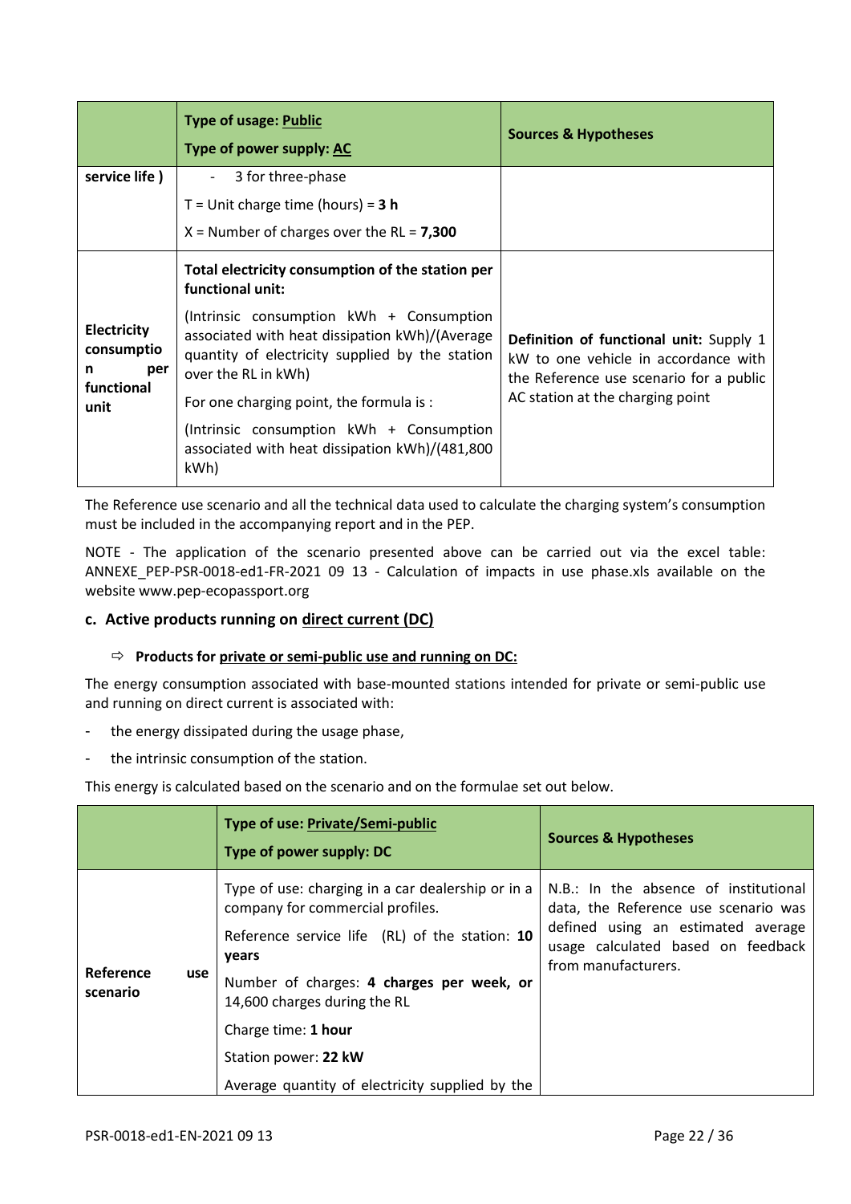|  | **Type of usage: Public**<br>**Type of power supply: AC** | **Sources & Hypotheses** |
|---|---|---|
| **service life )** | - 3 for three-phase<br>T = Unit charge time (hours) = **3 h**<br>X = Number of charges over the RL = **7,300** |  |
| **Electricity consumption per functional unit** | **Total electricity consumption of the station per functional unit:**<br>(Intrinsic consumption kWh + Consumption associated with heat dissipation kWh)/(Average quantity of electricity supplied by the station over the RL in kWh)<br>For one charging point, the formula is :<br>(Intrinsic consumption kWh + Consumption associated with heat dissipation kWh)/(481,800 kWh) | **Definition of functional unit:** Supply 1 kW to one vehicle in accordance with the Reference use scenario for a public AC station at the charging point |

The Reference use scenario and all the technical data used to calculate the charging system's consumption must be included in the accompanying report and in the PEP.

NOTE - The application of the scenario presented above can be carried out via the excel table: ANNEXE_PEP-PSR-0018-ed1-FR-2021 09 13 - Calculation of impacts in use phase.xls available on the website www.pep-ecopassport.org

### c. Active products running on direct current (DC)

⇨ **Products for private or semi-public use and running on DC:**

The energy consumption associated with base-mounted stations intended for private or semi-public use and running on direct current is associated with:

- the energy dissipated during the usage phase,
- the intrinsic consumption of the station.

This energy is calculated based on the scenario and on the formulae set out below.

|  | **Type of use: Private/Semi-public**<br>**Type of power supply: DC** | **Sources & Hypotheses** |
|---|---|---|
| **Reference use scenario** | Type of use: charging in a car dealership or in a company for commercial profiles.<br>Reference service life (RL) of the station: **10 years**<br>Number of charges: **4 charges per week, or** 14,600 charges during the RL<br>Charge time: **1 hour**<br>Station power: **22 kW**<br>Average quantity of electricity supplied by the | N.B.: In the absence of institutional data, the Reference use scenario was defined using an estimated average usage calculated based on feedback from manufacturers. |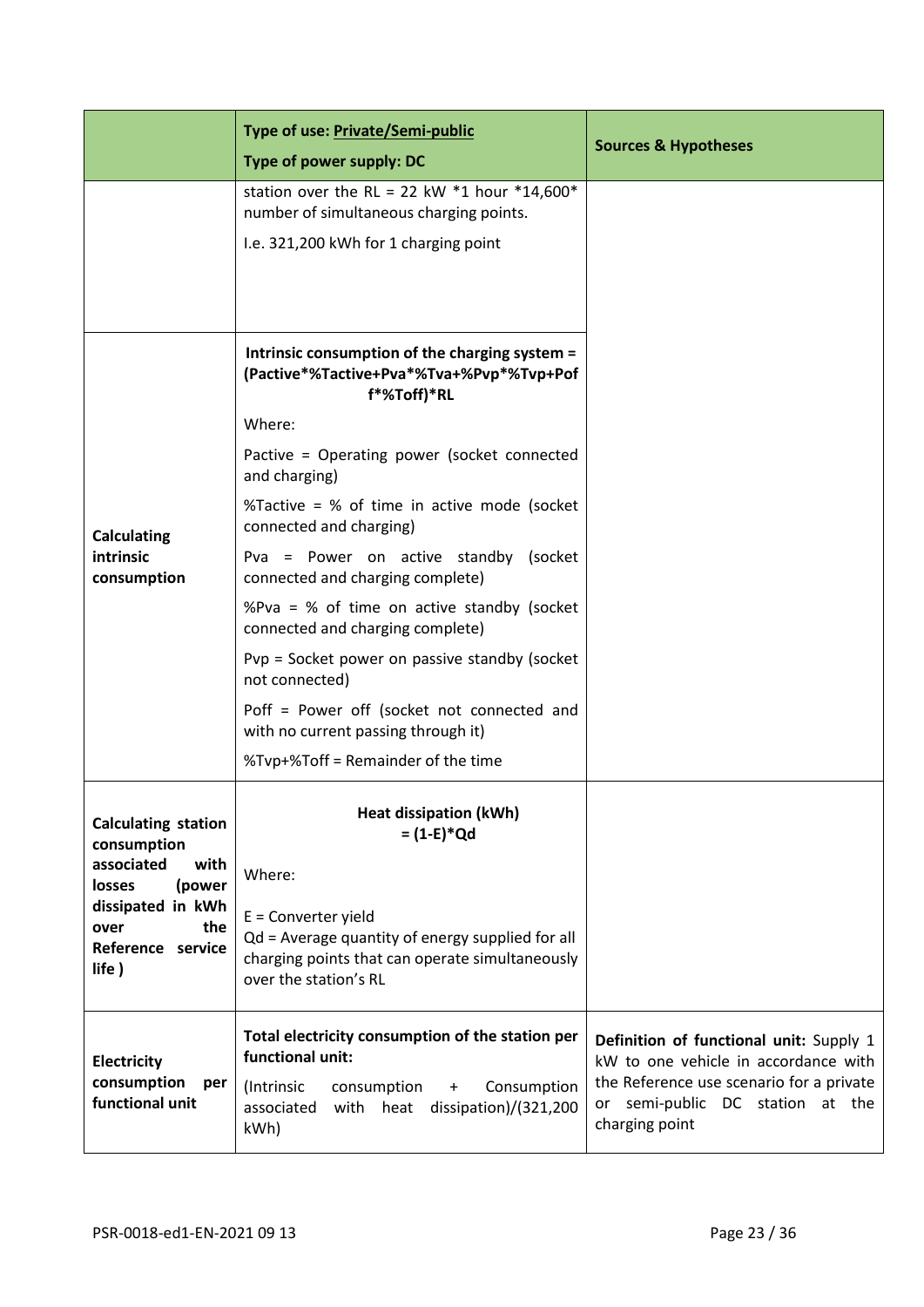|  | **Type of use: Private/Semi-public** **Type of power supply: DC** | **Sources & Hypotheses** |
|---|---|---|
|  | station over the RL = 22 kW *1 hour *14,600* number of simultaneous charging points. I.e. 321,200 kWh for 1 charging point |  |
| **Calculating intrinsic consumption** | **Intrinsic consumption of the charging system = (Pactive*%Tactive+Pva*%Tva+%Pvp*%Tvp+Poff*%Toff)*RL** <br> Where: <br> Pactive = Operating power (socket connected and charging) <br> %Tactive = % of time in active mode (socket connected and charging) <br> Pva = Power on active standby (socket connected and charging complete) <br> %Pva = % of time on active standby (socket connected and charging complete) <br> Pvp = Socket power on passive standby (socket not connected) <br> Poff = Power off (socket not connected and with no current passing through it) <br> %Tvp+%Toff = Remainder of the time |  |
| **Calculating station consumption associated with losses (power dissipated in kWh over the Reference service life )** | **Heat dissipation (kWh) = (1-E)*Qd** <br> Where: <br> E = Converter yield <br> Qd = Average quantity of energy supplied for all charging points that can operate simultaneously over the station's RL |  |
| **Electricity consumption per functional unit** | **Total electricity consumption of the station per functional unit:** <br> (Intrinsic consumption + Consumption associated with heat dissipation)/(321,200 kWh) | **Definition of functional unit:** Supply 1 kW to one vehicle in accordance with the Reference use scenario for a private or semi-public DC station at the charging point |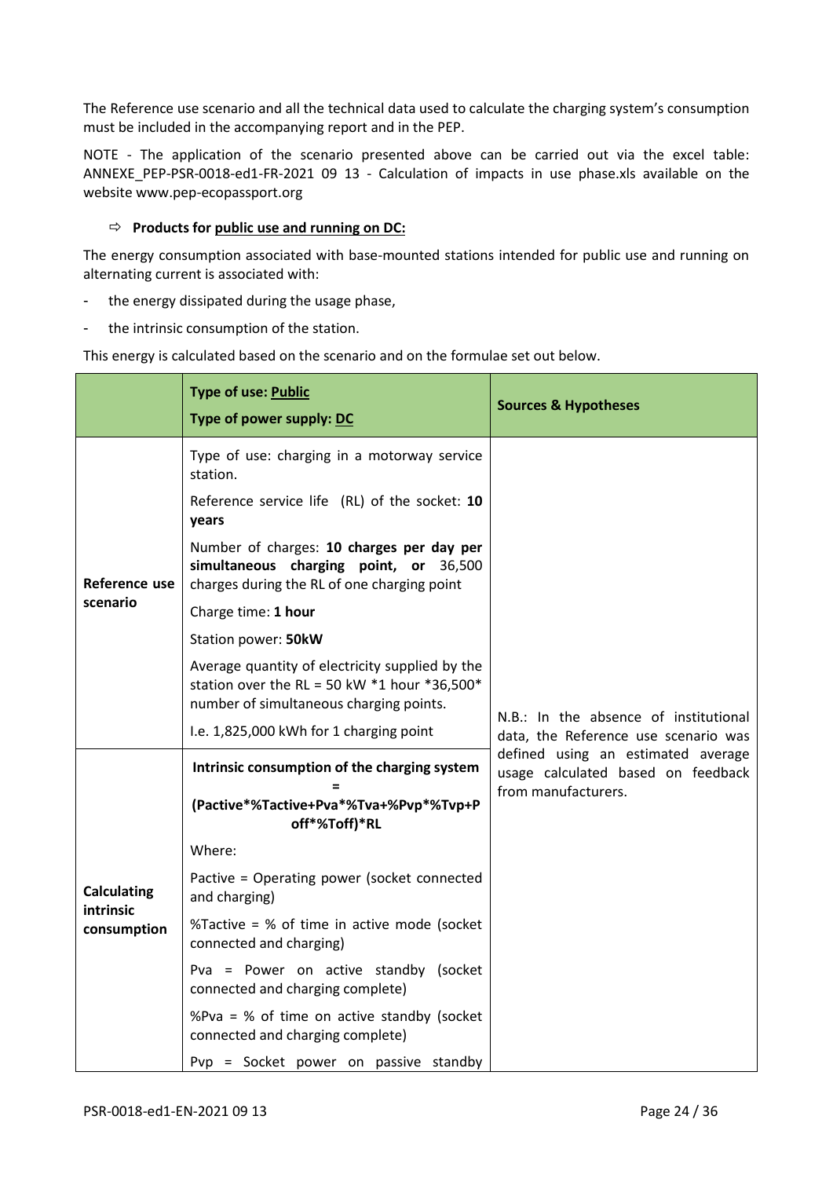The Reference use scenario and all the technical data used to calculate the charging system's consumption must be included in the accompanying report and in the PEP.

NOTE - The application of the scenario presented above can be carried out via the excel table: ANNEXE_PEP-PSR-0018-ed1-FR-2021 09 13 - Calculation of impacts in use phase.xls available on the website www.pep-ecopassport.org

⇨ **Products for <u>public use and running on DC:</u>**

The energy consumption associated with base-mounted stations intended for public use and running on alternating current is associated with:

- the energy dissipated during the usage phase,
- the intrinsic consumption of the station.

This energy is calculated based on the scenario and on the formulae set out below.

| | **Type of use: <u>Public</u>**<br>**Type of power supply: <u>DC</u>** | **Sources & Hypotheses** |
|---|---|---|
| **Reference use scenario** | Type of use: charging in a motorway service station.<br>Reference service life (RL) of the socket: **10 years**<br>Number of charges: **10 charges per day per simultaneous charging point, or** 36,500 charges during the RL of one charging point<br>Charge time: **1 hour**<br>Station power: **50kW**<br>Average quantity of electricity supplied by the station over the RL = 50 kW *1 hour *36,500* number of simultaneous charging points.<br>I.e. 1,825,000 kWh for 1 charging point | N.B.: In the absence of institutional data, the Reference use scenario was defined using an estimated average usage calculated based on feedback from manufacturers. |
| **Calculating intrinsic consumption** | **Intrinsic consumption of the charging system = (Pactive*%Tactive+Pva*%Tva+%Pvp*%Tvp+P off*%Toff)*RL**<br>Where:<br>Pactive = Operating power (socket connected and charging)<br>%Tactive = % of time in active mode (socket connected and charging)<br>Pva = Power on active standby (socket connected and charging complete)<br>%Pva = % of time on active standby (socket connected and charging complete)<br>Pvp = Socket power on passive standby | |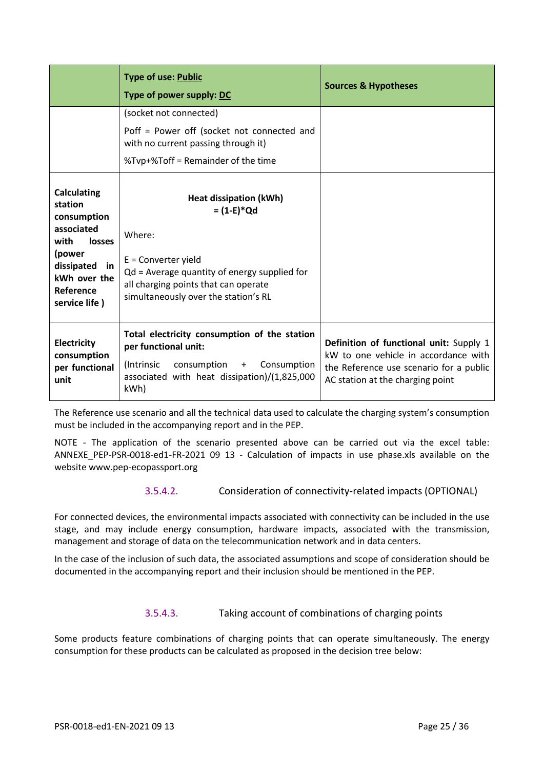| | **Type of use: Public**<br>**Type of power supply: DC** | **Sources & Hypotheses** |
|---|---|---|
| | (socket not connected)<br>Poff = Power off (socket not connected and with no current passing through it)<br>%Tvp+%Toff = Remainder of the time | |
| **Calculating station consumption associated with losses (power dissipated in kWh over the Reference service life )** | **Heat dissipation (kWh) = (1-E)*Qd**<br>Where:<br>E = Converter yield<br>Qd = Average quantity of energy supplied for all charging points that can operate simultaneously over the station's RL | |
| **Electricity consumption per functional unit** | **Total electricity consumption of the station per functional unit:**<br>(Intrinsic consumption + Consumption associated with heat dissipation)/(1,825,000 kWh) | **Definition of functional unit:** Supply 1 kW to one vehicle in accordance with the Reference use scenario for a public AC station at the charging point |

The Reference use scenario and all the technical data used to calculate the charging system's consumption must be included in the accompanying report and in the PEP.

NOTE - The application of the scenario presented above can be carried out via the excel table: ANNEXE_PEP-PSR-0018-ed1-FR-2021 09 13 - Calculation of impacts in use phase.xls available on the website www.pep-ecopassport.org

#### 3.5.4.2. Consideration of connectivity-related impacts (OPTIONAL)

For connected devices, the environmental impacts associated with connectivity can be included in the use stage, and may include energy consumption, hardware impacts, associated with the transmission, management and storage of data on the telecommunication network and in data centers.

In the case of the inclusion of such data, the associated assumptions and scope of consideration should be documented in the accompanying report and their inclusion should be mentioned in the PEP.

#### 3.5.4.3. Taking account of combinations of charging points

Some products feature combinations of charging points that can operate simultaneously. The energy consumption for these products can be calculated as proposed in the decision tree below: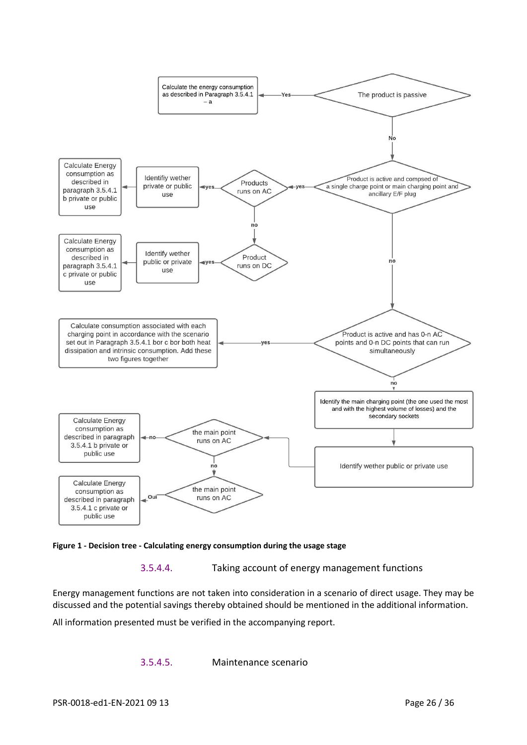The product is passive
- Yes → Calculate the energy consumption as described in Paragraph 3.5.4.1 – a
- No → Product is active and compsed of a single charge point or main charging point and ancillary E/F plug
  - yes → Products runs on AC
    - yes → Identifiy wether private or public use → Calculate Energy consumption as described in paragraph 3.5.4.1 b private or public use
    - no → Product runs on DC
      - yes → Identify wether public or private use → Calculate Energy consumption as described in paragraph 3.5.4.1 c private or public use
  - no → Product is active and has 0-n AC points and 0-n DC points that can run simultaneously
    - yes → Calculate consumption associated with each charging point in accordance with the scenario set out in Paragraph 3.5.4.1 bor c bor both heat dissipation and intrinsic consumption. Add these two figures together
    - no → Identify the main charging point (the one used the most and with the highest volume of losses) and the secondary sockets → Identify wether public or private use → the main point runs on AC
      - no → Calculate Energy consumption as described in paragraph 3.5.4.1 b private or public use
      - no → the main point runs on AC
        - Oui → Calculate Energy consumption as described in paragraph 3.5.4.1 c private or public use

**Figure 1 - Decision tree - Calculating energy consumption during the usage stage**

#### 3.5.4.4. Taking account of energy management functions

Energy management functions are not taken into consideration in a scenario of direct usage. They may be discussed and the potential savings thereby obtained should be mentioned in the additional information.

All information presented must be verified in the accompanying report.

#### 3.5.4.5. Maintenance scenario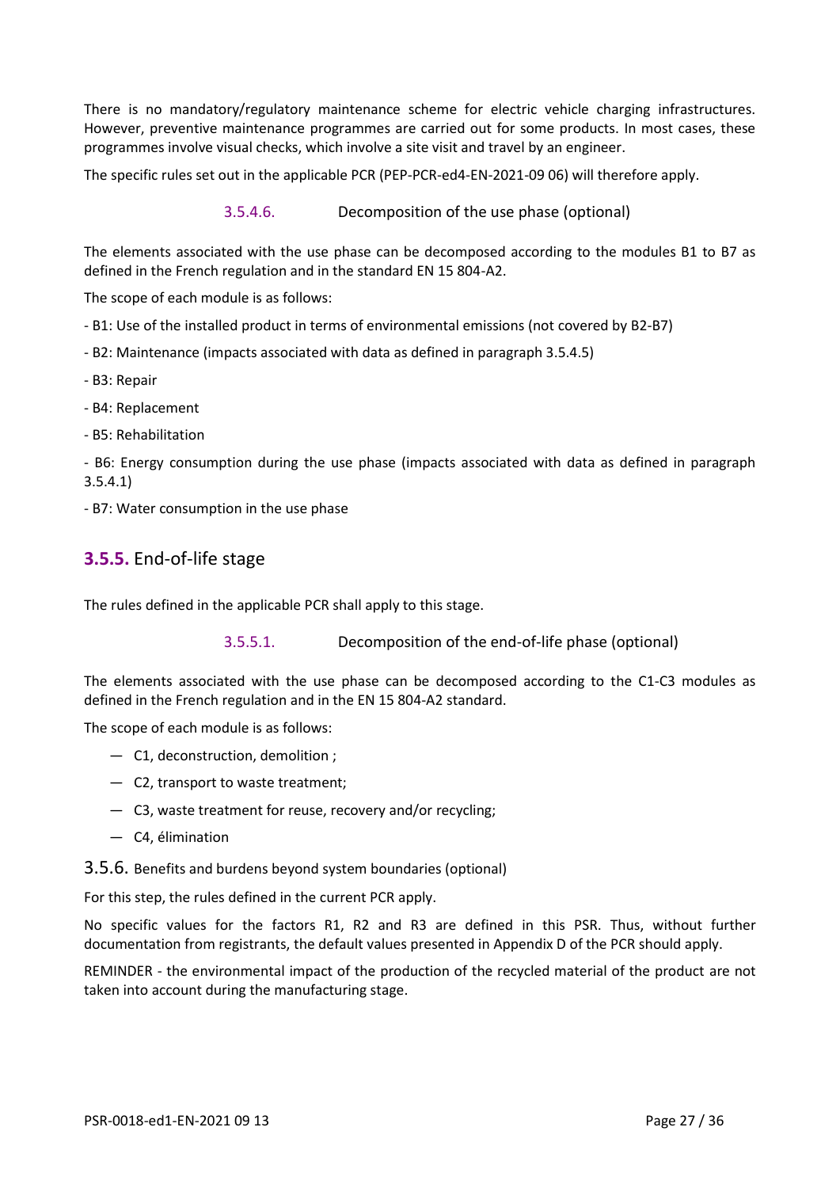There is no mandatory/regulatory maintenance scheme for electric vehicle charging infrastructures. However, preventive maintenance programmes are carried out for some products. In most cases, these programmes involve visual checks, which involve a site visit and travel by an engineer.

The specific rules set out in the applicable PCR (PEP-PCR-ed4-EN-2021-09 06) will therefore apply.

#### 3.5.4.6. Decomposition of the use phase (optional)

The elements associated with the use phase can be decomposed according to the modules B1 to B7 as defined in the French regulation and in the standard EN 15 804-A2.

The scope of each module is as follows:

- B1: Use of the installed product in terms of environmental emissions (not covered by B2-B7)

- B2: Maintenance (impacts associated with data as defined in paragraph 3.5.4.5)

- B3: Repair

- B4: Replacement

- B5: Rehabilitation

- B6: Energy consumption during the use phase (impacts associated with data as defined in paragraph 3.5.4.1)

- B7: Water consumption in the use phase

### 3.5.5. End-of-life stage

The rules defined in the applicable PCR shall apply to this stage.

#### 3.5.5.1. Decomposition of the end-of-life phase (optional)

The elements associated with the use phase can be decomposed according to the C1-C3 modules as defined in the French regulation and in the EN 15 804-A2 standard.

The scope of each module is as follows:

- C1, deconstruction, demolition ;
- C2, transport to waste treatment;
- C3, waste treatment for reuse, recovery and/or recycling;
- C4, élimination

### 3.5.6. Benefits and burdens beyond system boundaries (optional)

For this step, the rules defined in the current PCR apply.

No specific values for the factors R1, R2 and R3 are defined in this PSR. Thus, without further documentation from registrants, the default values presented in Appendix D of the PCR should apply.

REMINDER - the environmental impact of the production of the recycled material of the product are not taken into account during the manufacturing stage.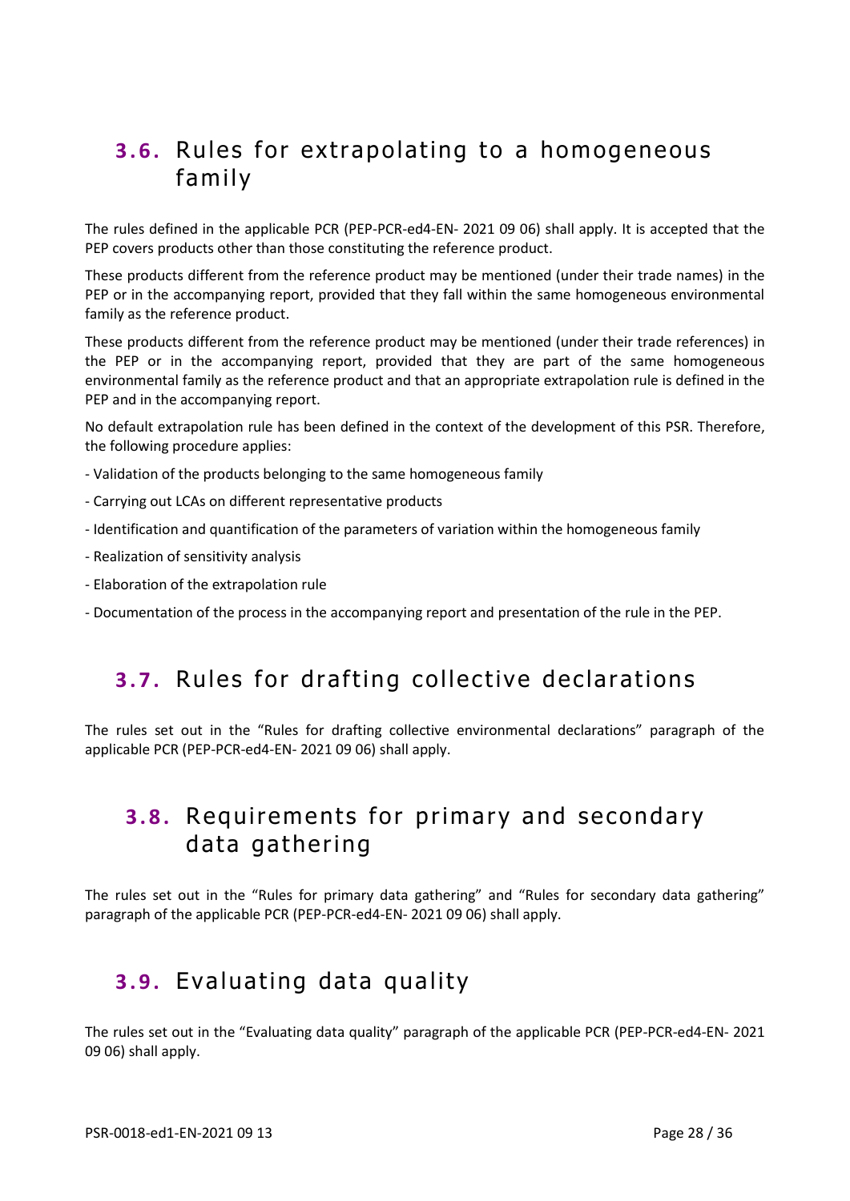## 3.6. Rules for extrapolating to a homogeneous family

The rules defined in the applicable PCR (PEP-PCR-ed4-EN- 2021 09 06) shall apply. It is accepted that the PEP covers products other than those constituting the reference product.

These products different from the reference product may be mentioned (under their trade names) in the PEP or in the accompanying report, provided that they fall within the same homogeneous environmental family as the reference product.

These products different from the reference product may be mentioned (under their trade references) in the PEP or in the accompanying report, provided that they are part of the same homogeneous environmental family as the reference product and that an appropriate extrapolation rule is defined in the PEP and in the accompanying report.

No default extrapolation rule has been defined in the context of the development of this PSR. Therefore, the following procedure applies:

- Validation of the products belonging to the same homogeneous family
- Carrying out LCAs on different representative products
- Identification and quantification of the parameters of variation within the homogeneous family
- Realization of sensitivity analysis
- Elaboration of the extrapolation rule
- Documentation of the process in the accompanying report and presentation of the rule in the PEP.

## 3.7. Rules for drafting collective declarations

The rules set out in the "Rules for drafting collective environmental declarations" paragraph of the applicable PCR (PEP-PCR-ed4-EN- 2021 09 06) shall apply.

## 3.8. Requirements for primary and secondary data gathering

The rules set out in the "Rules for primary data gathering" and "Rules for secondary data gathering" paragraph of the applicable PCR (PEP-PCR-ed4-EN- 2021 09 06) shall apply.

## 3.9. Evaluating data quality

The rules set out in the "Evaluating data quality" paragraph of the applicable PCR (PEP-PCR-ed4-EN- 2021 09 06) shall apply.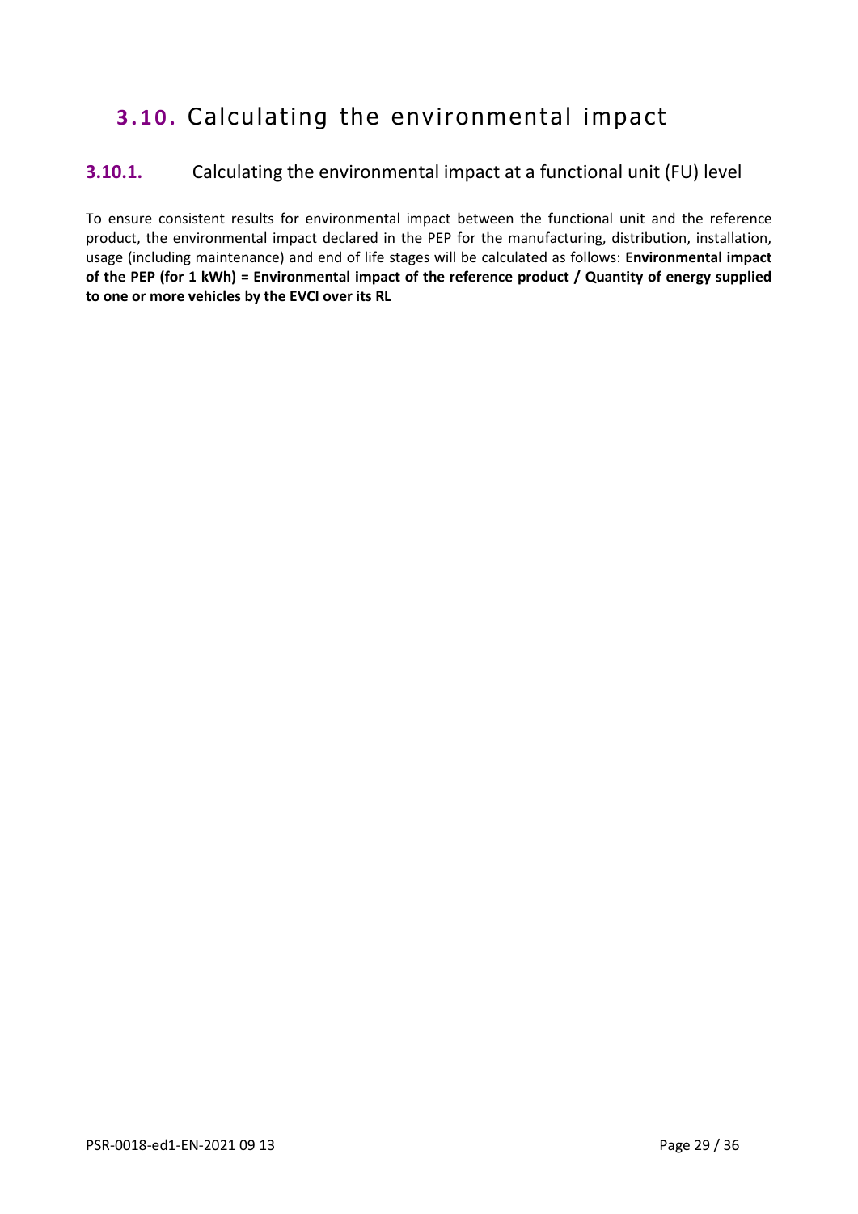## 3.10. Calculating the environmental impact

### 3.10.1. Calculating the environmental impact at a functional unit (FU) level

To ensure consistent results for environmental impact between the functional unit and the reference product, the environmental impact declared in the PEP for the manufacturing, distribution, installation, usage (including maintenance) and end of life stages will be calculated as follows: **Environmental impact of the PEP (for 1 kWh) = Environmental impact of the reference product / Quantity of energy supplied to one or more vehicles by the EVCI over its RL**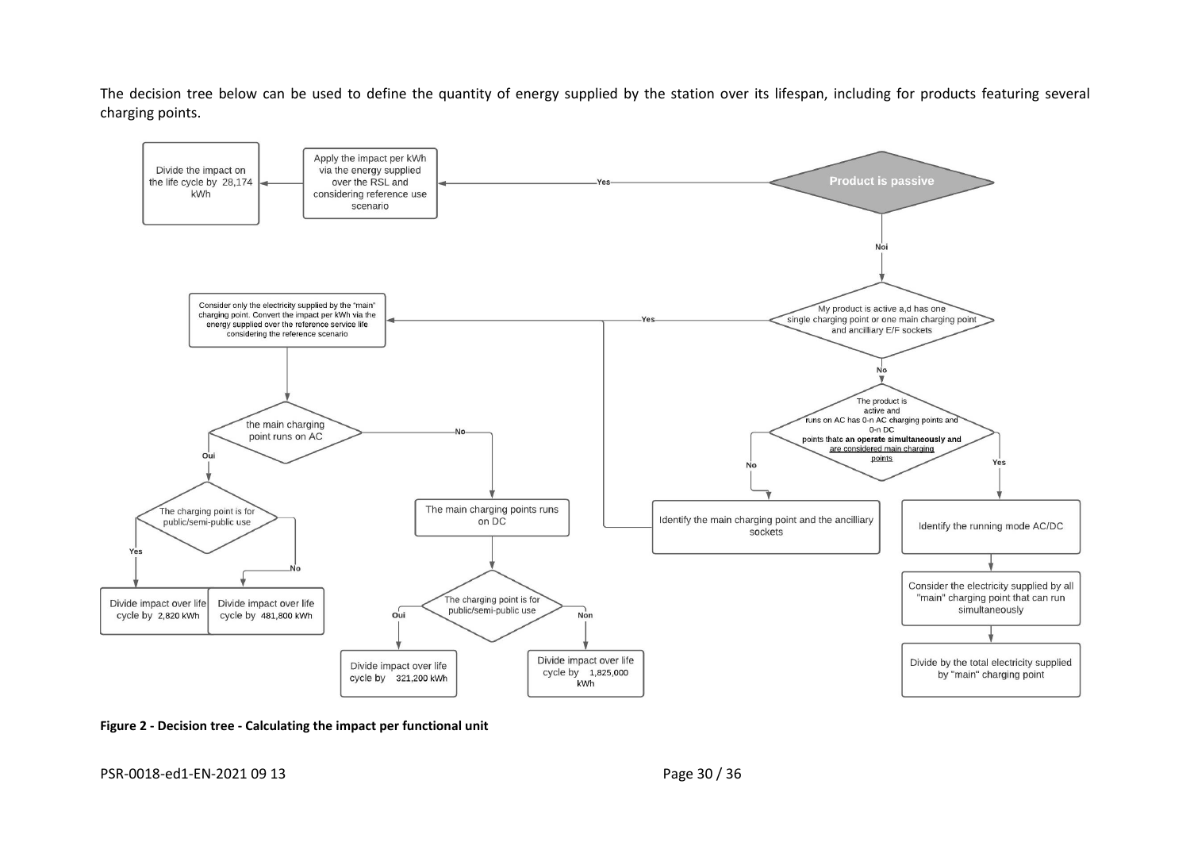The decision tree below can be used to define the quantity of energy supplied by the station over its lifespan, including for products featuring several charging points.

Divide the impact on the life cycle by 28,174 kWh

Apply the impact per kWh via the energy supplied over the RSL and considering reference use scenario

Yes

Product is passive

Noi

Consider only the electricity supplied by the "main" charging point. Convert the impact per kWh via the energy supplied over the reference service life considering the reference scenario

Yes

My product is active a,d has one single charging point or one main charging point and ancilliary E/F sockets

No

the main charging point runs on AC

No

Oui

The product is active and runs on AC has 0-n AC charging points and 0-n DC points thatc **an operate simultaneously and** are considered main charging points

No

Yes

The charging point is for public/semi-public use

The main charging points runs on DC

Identify the main charging point and the ancilliary sockets

Identify the running mode AC/DC

Yes

No

Consider the electricity supplied by all "main" charging point that can run simultaneously

Divide impact over life cycle by 2,820 kWh

Divide impact over life cycle by 481,800 kWh

Oui

The charging point is for public/semi-public use

Non

Divide by the total electricity supplied by "main" charging point

Divide impact over life cycle by 321,200 kWh

Divide impact over life cycle by 1,825,000 kWh

**Figure 2 - Decision tree - Calculating the impact per functional unit**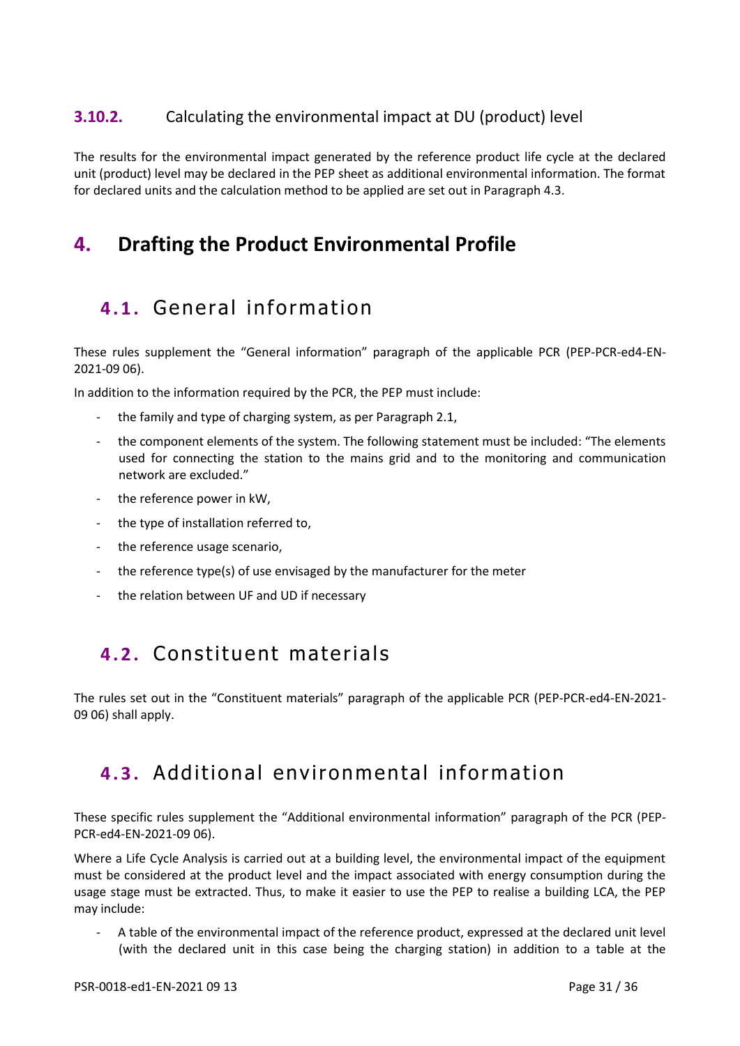### 3.10.2. Calculating the environmental impact at DU (product) level

The results for the environmental impact generated by the reference product life cycle at the declared unit (product) level may be declared in the PEP sheet as additional environmental information. The format for declared units and the calculation method to be applied are set out in Paragraph 4.3.

# 4. Drafting the Product Environmental Profile

## 4.1. General information

These rules supplement the "General information" paragraph of the applicable PCR (PEP-PCR-ed4-EN-2021-09 06).

In addition to the information required by the PCR, the PEP must include:

- the family and type of charging system, as per Paragraph 2.1,
- the component elements of the system. The following statement must be included: "The elements used for connecting the station to the mains grid and to the monitoring and communication network are excluded."
- the reference power in kW,
- the type of installation referred to,
- the reference usage scenario,
- the reference type(s) of use envisaged by the manufacturer for the meter
- the relation between UF and UD if necessary

## 4.2. Constituent materials

The rules set out in the "Constituent materials" paragraph of the applicable PCR (PEP-PCR-ed4-EN-2021-09 06) shall apply.

## 4.3. Additional environmental information

These specific rules supplement the "Additional environmental information" paragraph of the PCR (PEP-PCR-ed4-EN-2021-09 06).

Where a Life Cycle Analysis is carried out at a building level, the environmental impact of the equipment must be considered at the product level and the impact associated with energy consumption during the usage stage must be extracted. Thus, to make it easier to use the PEP to realise a building LCA, the PEP may include:

- A table of the environmental impact of the reference product, expressed at the declared unit level (with the declared unit in this case being the charging station) in addition to a table at the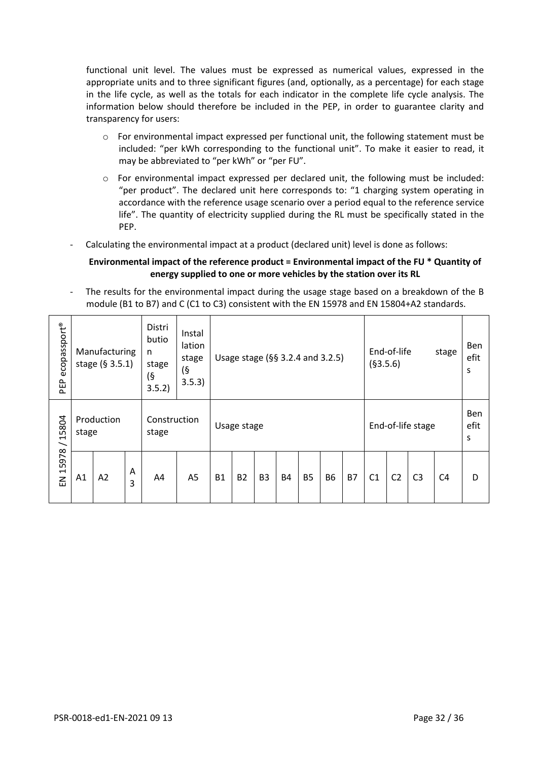functional unit level. The values must be expressed as numerical values, expressed in the appropriate units and to three significant figures (and, optionally, as a percentage) for each stage in the life cycle, as well as the totals for each indicator in the complete life cycle analysis. The information below should therefore be included in the PEP, in order to guarantee clarity and transparency for users:

- For environmental impact expressed per functional unit, the following statement must be included: "per kWh corresponding to the functional unit". To make it easier to read, it may be abbreviated to "per kWh" or "per FU".
- For environmental impact expressed per declared unit, the following must be included: "per product". The declared unit here corresponds to: "1 charging system operating in accordance with the reference usage scenario over a period equal to the reference service life". The quantity of electricity supplied during the RL must be specifically stated in the PEP.

- Calculating the environmental impact at a product (declared unit) level is done as follows:

**Environmental impact of the reference product = Environmental impact of the FU * Quantity of energy supplied to one or more vehicles by the station over its RL**

- The results for the environmental impact during the usage stage based on a breakdown of the B module (B1 to B7) and C (C1 to C3) consistent with the EN 15978 and EN 15804+A2 standards.

| PEP ecopassport® | Manufacturing stage (§ 3.5.1) | | | Distribution stage (§ 3.5.2) | Installation stage (§ 3.5.3) | Usage stage (§§ 3.2.4 and 3.2.5) | | | | | | | End-of-life stage (§3.5.6) | | | | Benefits |
|---|---|---|---|---|---|---|---|---|---|---|---|---|---|---|---|---|---|
| EN 15978 / 15804 | Production stage | | | Construction stage | | Usage stage | | | | | | | End-of-life stage | | | | Benefits |
| | A1 | A2 | A3 | A4 | A5 | B1 | B2 | B3 | B4 | B5 | B6 | B7 | C1 | C2 | C3 | C4 | D |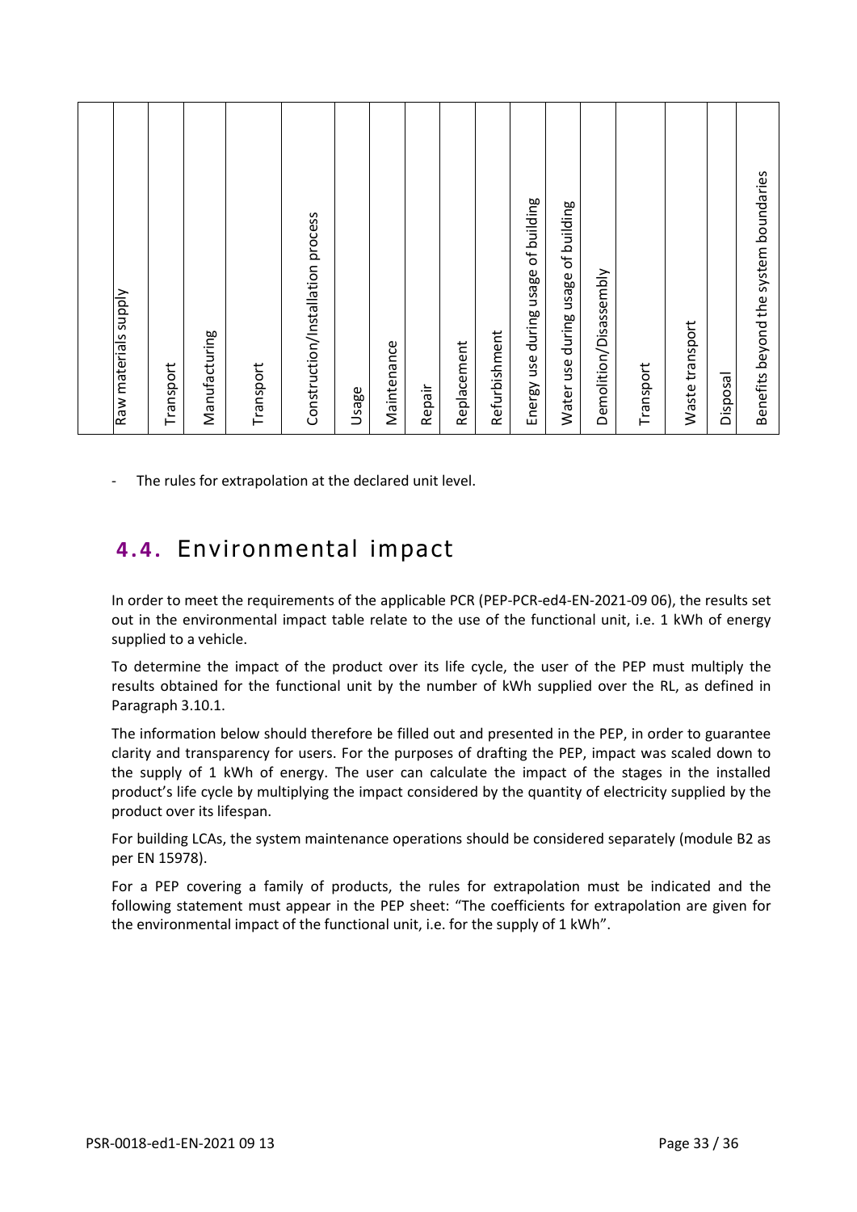| | Raw materials supply | Transport | Manufacturing | Transport | Construction/Installation process | Usage | Maintenance | Repair | Replacement | Refurbishment | Energy use during usage of building | Water use during usage of building | Demolition/Disassembly | Transport | Waste transport | Disposal | Benefits beyond the system boundaries |
|---|---|---|---|---|---|---|---|---|---|---|---|---|---|---|---|---|---|

- The rules for extrapolation at the declared unit level.

## 4.4. Environmental impact

In order to meet the requirements of the applicable PCR (PEP-PCR-ed4-EN-2021-09 06), the results set out in the environmental impact table relate to the use of the functional unit, i.e. 1 kWh of energy supplied to a vehicle.

To determine the impact of the product over its life cycle, the user of the PEP must multiply the results obtained for the functional unit by the number of kWh supplied over the RL, as defined in Paragraph 3.10.1.

The information below should therefore be filled out and presented in the PEP, in order to guarantee clarity and transparency for users. For the purposes of drafting the PEP, impact was scaled down to the supply of 1 kWh of energy. The user can calculate the impact of the stages in the installed product's life cycle by multiplying the impact considered by the quantity of electricity supplied by the product over its lifespan.

For building LCAs, the system maintenance operations should be considered separately (module B2 as per EN 15978).

For a PEP covering a family of products, the rules for extrapolation must be indicated and the following statement must appear in the PEP sheet: "The coefficients for extrapolation are given for the environmental impact of the functional unit, i.e. for the supply of 1 kWh".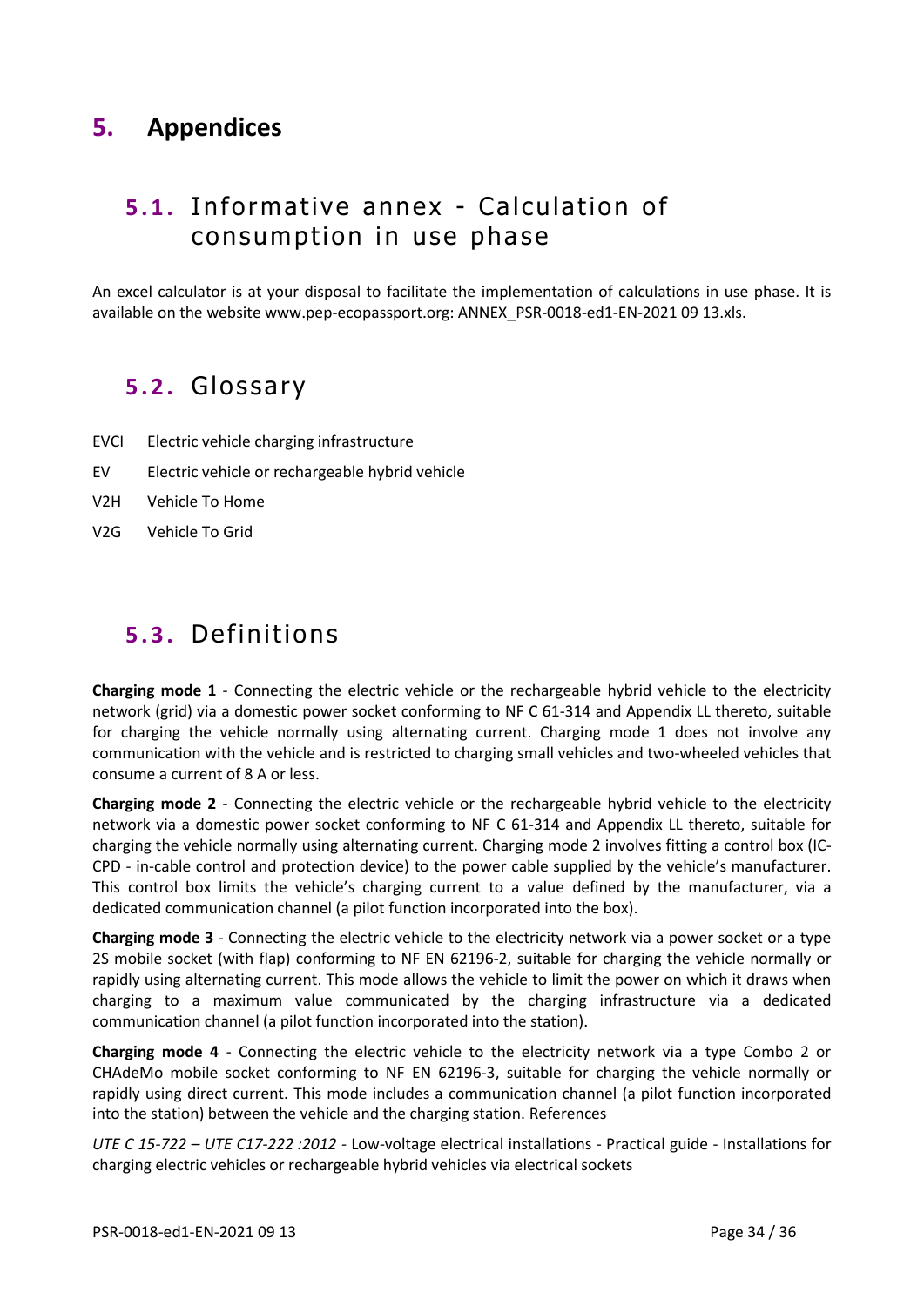# 5. Appendices

## 5.1. Informative annex - Calculation of consumption in use phase

An excel calculator is at your disposal to facilitate the implementation of calculations in use phase. It is available on the website www.pep-ecopassport.org: ANNEX_PSR-0018-ed1-EN-2021 09 13.xls.

## 5.2. Glossary

EVCI Electric vehicle charging infrastructure

EV Electric vehicle or rechargeable hybrid vehicle

V2H Vehicle To Home

V2G Vehicle To Grid

## 5.3. Definitions

**Charging mode 1** - Connecting the electric vehicle or the rechargeable hybrid vehicle to the electricity network (grid) via a domestic power socket conforming to NF C 61-314 and Appendix LL thereto, suitable for charging the vehicle normally using alternating current. Charging mode 1 does not involve any communication with the vehicle and is restricted to charging small vehicles and two-wheeled vehicles that consume a current of 8 A or less.

**Charging mode 2** - Connecting the electric vehicle or the rechargeable hybrid vehicle to the electricity network via a domestic power socket conforming to NF C 61-314 and Appendix LL thereto, suitable for charging the vehicle normally using alternating current. Charging mode 2 involves fitting a control box (IC-CPD - in-cable control and protection device) to the power cable supplied by the vehicle's manufacturer. This control box limits the vehicle's charging current to a value defined by the manufacturer, via a dedicated communication channel (a pilot function incorporated into the box).

**Charging mode 3** - Connecting the electric vehicle to the electricity network via a power socket or a type 2S mobile socket (with flap) conforming to NF EN 62196-2, suitable for charging the vehicle normally or rapidly using alternating current. This mode allows the vehicle to limit the power on which it draws when charging to a maximum value communicated by the charging infrastructure via a dedicated communication channel (a pilot function incorporated into the station).

**Charging mode 4** - Connecting the electric vehicle to the electricity network via a type Combo 2 or CHAdeMo mobile socket conforming to NF EN 62196-3, suitable for charging the vehicle normally or rapidly using direct current. This mode includes a communication channel (a pilot function incorporated into the station) between the vehicle and the charging station. References

*UTE C 15-722 – UTE C17-222 :2012* - Low-voltage electrical installations - Practical guide - Installations for charging electric vehicles or rechargeable hybrid vehicles via electrical sockets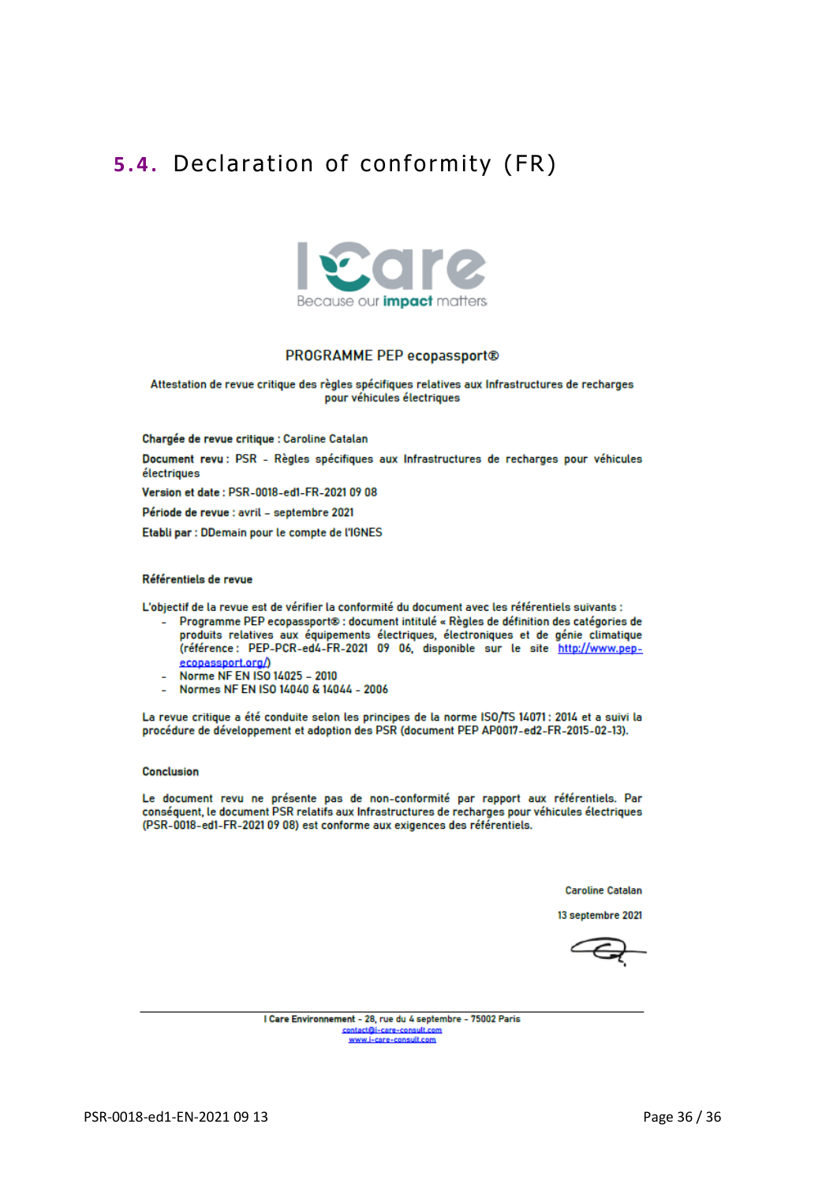## 5.4. Declaration of conformity (FR)

I Care
Because our **impact** matters

PROGRAMME PEP ecopassport®

Attestation de revue critique des règles spécifiques relatives aux Infrastructures de recharges pour véhicules électriques

**Chargée de revue critique :** Caroline Catalan

**Document revu :** PSR – Règles spécifiques aux Infrastructures de recharges pour véhicules électriques

**Version et date :** PSR-0018-ed1-FR-2021 09 08

**Période de revue :** avril – septembre 2021

**Etabli par :** DDemain pour le compte de l'IGNES

**Référentiels de revue**

L'objectif de la revue est de vérifier la conformité du document avec les référentiels suivants :

- Programme PEP ecopassport® : document intitulé « Règles de définition des catégories de produits relatives aux équipements électriques, électroniques et de génie climatique (référence : PEP-PCR-ed4-FR-2021 09 06, disponible sur le site http://www.pep-ecopassport.org/)
- Norme NF EN ISO 14025 – 2010
- Normes NF EN ISO 14040 & 14044 - 2006

La revue critique a été conduite selon les principes de la norme ISO/TS 14071 : 2014 et a suivi la procédure de développement et adoption des PSR (document PEP AP0017-ed2-FR-2015-02-13).

**Conclusion**

Le document revu ne présente pas de non-conformité par rapport aux référentiels. Par conséquent, le document PSR relatifs aux Infrastructures de recharges pour véhicules électriques (PSR-0018-ed1-FR-2021 09 08) est conforme aux exigences des référentiels.

Caroline Catalan

13 septembre 2021

I Care Environnement - 28, rue du 4 septembre - 75002 Paris
contact@i-care-consult.com
www.i-care-consult.com